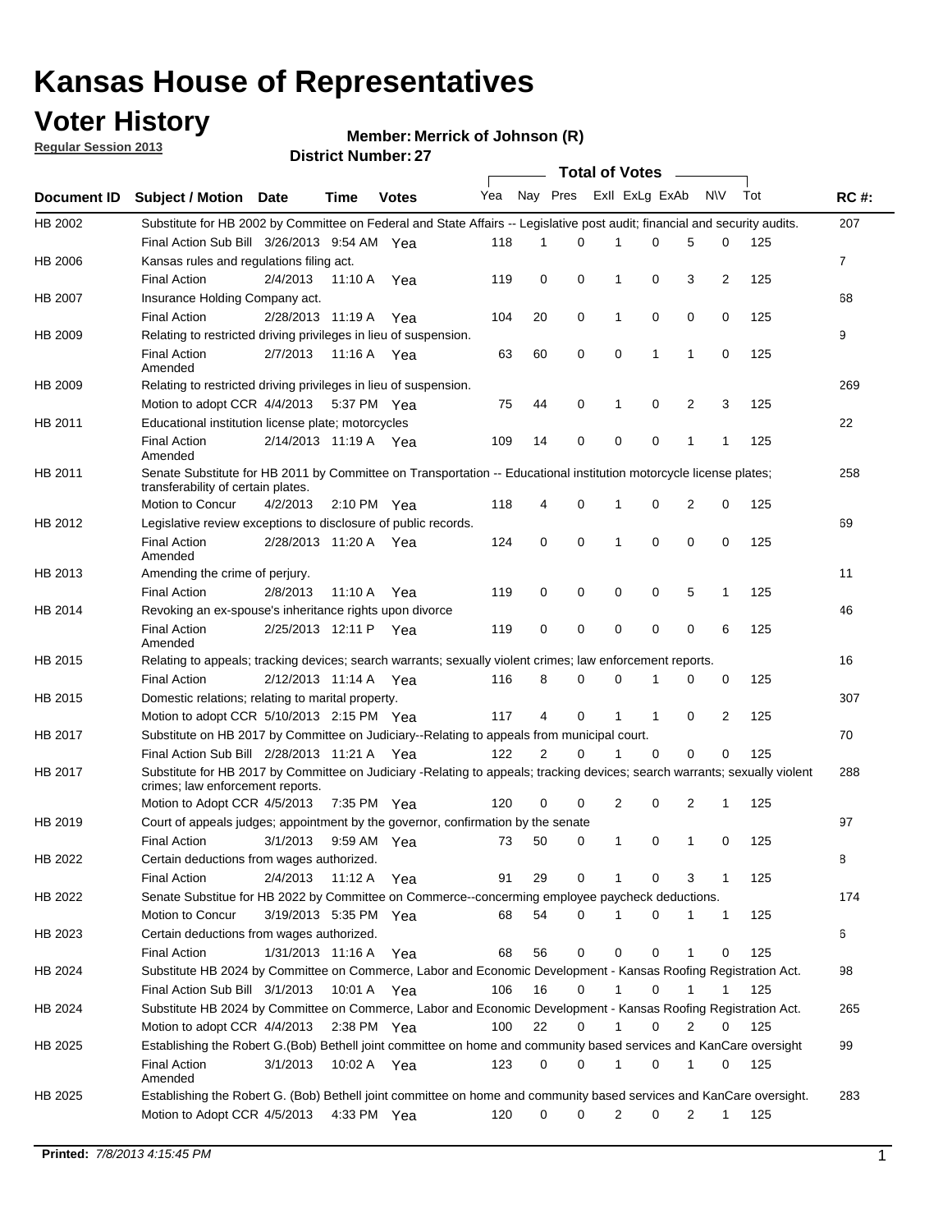# Kansas House of Representatives

## Voter History

**Regular Session 2013**

**Member: Merrick of Johnson (R)**

**District Number: 27**

| Document ID | Subject / Motion | Date | Time | Votes | Yea | Nay | Pres | ExII | ExLg | ExAb | N\V | Tot | RC #: |
|---|---|---|---|---|---|---|---|---|---|---|---|---|---|
| HB 2002 | Substitute for HB 2002 by Committee on Federal and State Affairs -- Legislative post audit; financial and security audits. | | | | | | | | | | | | 207 |
| | Final Action Sub Bill | 3/26/2013 | 9:54 AM | Yea | 118 | 1 | 0 | 1 | 0 | 5 | 0 | 125 | |
| HB 2006 | Kansas rules and regulations filing act. | | | | | | | | | | | | 7 |
| | Final Action | 2/4/2013 | 11:10 A | Yea | 119 | 0 | 0 | 1 | 0 | 3 | 2 | 125 | |
| HB 2007 | Insurance Holding Company act. | | | | | | | | | | | | 68 |
| | Final Action | 2/28/2013 | 11:19 A | Yea | 104 | 20 | 0 | 1 | 0 | 0 | 0 | 125 | |
| HB 2009 | Relating to restricted driving privileges in lieu of suspension. | | | | | | | | | | | | 9 |
| | Final Action Amended | 2/7/2013 | 11:16 A | Yea | 63 | 60 | 0 | 0 | 1 | 1 | 0 | 125 | |
| HB 2009 | Relating to restricted driving privileges in lieu of suspension. | | | | | | | | | | | | 269 |
| | Motion to adopt CCR | 4/4/2013 | 5:37 PM | Yea | 75 | 44 | 0 | 1 | 0 | 2 | 3 | 125 | |
| HB 2011 | Educational institution license plate; motorcycles | | | | | | | | | | | | 22 |
| | Final Action Amended | 2/14/2013 | 11:19 A | Yea | 109 | 14 | 0 | 0 | 0 | 1 | 1 | 125 | |
| HB 2011 | Senate Substitute for HB 2011 by Committee on Transportation -- Educational institution motorcycle license plates; transferability of certain plates. | | | | | | | | | | | | 258 |
| | Motion to Concur | 4/2/2013 | 2:10 PM | Yea | 118 | 4 | 0 | 1 | 0 | 2 | 0 | 125 | |
| HB 2012 | Legislative review exceptions to disclosure of public records. | | | | | | | | | | | | 69 |
| | Final Action Amended | 2/28/2013 | 11:20 A | Yea | 124 | 0 | 0 | 1 | 0 | 0 | 0 | 125 | |
| HB 2013 | Amending the crime of perjury. | | | | | | | | | | | | 11 |
| | Final Action | 2/8/2013 | 11:10 A | Yea | 119 | 0 | 0 | 0 | 0 | 5 | 1 | 125 | |
| HB 2014 | Revoking an ex-spouse's inheritance rights upon divorce | | | | | | | | | | | | 46 |
| | Final Action Amended | 2/25/2013 | 12:11 P | Yea | 119 | 0 | 0 | 0 | 0 | 0 | 6 | 125 | |
| HB 2015 | Relating to appeals; tracking devices; search warrants; sexually violent crimes; law enforcement reports. | | | | | | | | | | | | 16 |
| | Final Action | 2/12/2013 | 11:14 A | Yea | 116 | 8 | 0 | 0 | 1 | 0 | 0 | 125 | |
| HB 2015 | Domestic relations; relating to marital property. | | | | | | | | | | | | 307 |
| | Motion to adopt CCR | 5/10/2013 | 2:15 PM | Yea | 117 | 4 | 0 | 1 | 1 | 0 | 2 | 125 | |
| HB 2017 | Substitute on HB 2017 by Committee on Judiciary--Relating to appeals from municipal court. | | | | | | | | | | | | 70 |
| | Final Action Sub Bill | 2/28/2013 | 11:21 A | Yea | 122 | 2 | 0 | 1 | 0 | 0 | 0 | 125 | |
| HB 2017 | Substitute for HB 2017 by Committee on Judiciary -Relating to appeals; tracking devices; search warrants; sexually violent crimes; law enforcement reports. | | | | | | | | | | | | 288 |
| | Motion to Adopt CCR | 4/5/2013 | 7:35 PM | Yea | 120 | 0 | 0 | 2 | 0 | 2 | 1 | 125 | |
| HB 2019 | Court of appeals judges; appointment by the governor, confirmation by the senate | | | | | | | | | | | | 97 |
| | Final Action | 3/1/2013 | 9:59 AM | Yea | 73 | 50 | 0 | 1 | 0 | 1 | 0 | 125 | |
| HB 2022 | Certain deductions from wages authorized. | | | | | | | | | | | | 8 |
| | Final Action | 2/4/2013 | 11:12 A | Yea | 91 | 29 | 0 | 1 | 0 | 3 | 1 | 125 | |
| HB 2022 | Senate Substitue for HB 2022 by Committee on Commerce--concerning employee paycheck deductions. | | | | | | | | | | | | 174 |
| | Motion to Concur | 3/19/2013 | 5:35 PM | Yea | 68 | 54 | 0 | 1 | 0 | 1 | 1 | 125 | |
| HB 2023 | Certain deductions from wages authorized. | | | | | | | | | | | | 6 |
| | Final Action | 1/31/2013 | 11:16 A | Yea | 68 | 56 | 0 | 0 | 0 | 1 | 0 | 125 | |
| HB 2024 | Substitute HB 2024 by Committee on Commerce, Labor and Economic Development - Kansas Roofing Registration Act. | | | | | | | | | | | | 98 |
| | Final Action Sub Bill | 3/1/2013 | 10:01 A | Yea | 106 | 16 | 0 | 1 | 0 | 1 | 1 | 125 | |
| HB 2024 | Substitute HB 2024 by Committee on Commerce, Labor and Economic Development - Kansas Roofing Registration Act. | | | | | | | | | | | | 265 |
| | Motion to adopt CCR | 4/4/2013 | 2:38 PM | Yea | 100 | 22 | 0 | 1 | 0 | 2 | 0 | 125 | |
| HB 2025 | Establishing the Robert G.(Bob) Bethell joint committee on home and community based services and KanCare oversight | | | | | | | | | | | | 99 |
| | Final Action Amended | 3/1/2013 | 10:02 A | Yea | 123 | 0 | 0 | 1 | 0 | 1 | 0 | 125 | |
| HB 2025 | Establishing the Robert G. (Bob) Bethell joint committee on home and community based services and KanCare oversight. | | | | | | | | | | | | 283 |
| | Motion to Adopt CCR | 4/5/2013 | 4:33 PM | Yea | 120 | 0 | 0 | 2 | 0 | 2 | 1 | 125 | |

**Printed:** *7/8/2013 4:15:45 PM*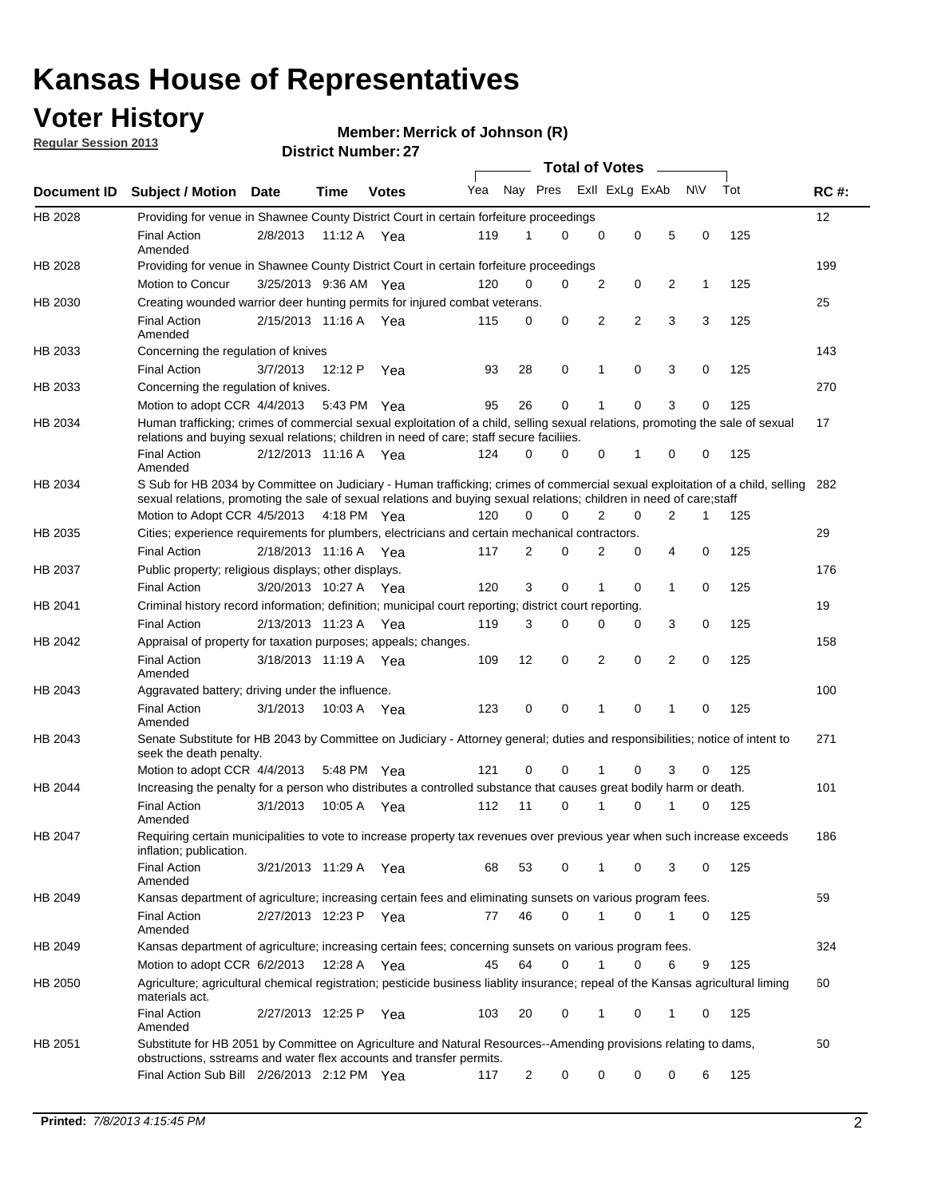# Kansas House of Representatives

## Voter History

**Regular Session 2013**

**Member: Merrick of Johnson (R)**

**District Number: 27**

| Document ID | Subject / Motion | Date | Time | Votes | Yea | Nay | Pres | ExII | ExLg | ExAb | N\V | Tot | RC #: |
|---|---|---|---|---|---|---|---|---|---|---|---|---|---|
| HB 2028 | Providing for venue in Shawnee County District Court in certain forfeiture proceedings | | | | | | | | | | | | 12 |
| | Final Action Amended | 2/8/2013 | 11:12 A | Yea | 119 | 1 | 0 | 0 | 0 | 5 | 0 | 125 | |
| HB 2028 | Providing for venue in Shawnee County District Court in certain forfeiture proceedings | | | | | | | | | | | | 199 |
| | Motion to Concur | 3/25/2013 | 9:36 AM | Yea | 120 | 0 | 0 | 2 | 0 | 2 | 1 | 125 | |
| HB 2030 | Creating wounded warrior deer hunting permits for injured combat veterans. | | | | | | | | | | | | 25 |
| | Final Action Amended | 2/15/2013 | 11:16 A | Yea | 115 | 0 | 0 | 2 | 2 | 3 | 3 | 125 | |
| HB 2033 | Concerning the regulation of knives | | | | | | | | | | | | 143 |
| | Final Action | 3/7/2013 | 12:12 P | Yea | 93 | 28 | 0 | 1 | 0 | 3 | 0 | 125 | |
| HB 2033 | Concerning the regulation of knives. | | | | | | | | | | | | 270 |
| | Motion to adopt CCR | 4/4/2013 | 5:43 PM | Yea | 95 | 26 | 0 | 1 | 0 | 3 | 0 | 125 | |
| HB 2034 | Human trafficking; crimes of commercial sexual exploitation of a child, selling sexual relations, promoting the sale of sexual relations and buying sexual relations; children in need of care; staff secure faciliies. | | | | | | | | | | | | 17 |
| | Final Action Amended | 2/12/2013 | 11:16 A | Yea | 124 | 0 | 0 | 0 | 1 | 0 | 0 | 125 | |
| HB 2034 | S Sub for HB 2034 by Committee on Judiciary - Human trafficking; crimes of commercial sexual exploitation of a child, selling sexual relations, promoting the sale of sexual relations and buying sexual relations; children in need of care;staff | | | | | | | | | | | | 282 |
| | Motion to Adopt CCR | 4/5/2013 | 4:18 PM | Yea | 120 | 0 | 0 | 2 | 0 | 2 | 1 | 125 | |
| HB 2035 | Cities; experience requirements for plumbers, electricians and certain mechanical contractors. | | | | | | | | | | | | 29 |
| | Final Action | 2/18/2013 | 11:16 A | Yea | 117 | 2 | 0 | 2 | 0 | 4 | 0 | 125 | |
| HB 2037 | Public property; religious displays; other displays. | | | | | | | | | | | | 176 |
| | Final Action | 3/20/2013 | 10:27 A | Yea | 120 | 3 | 0 | 1 | 0 | 1 | 0 | 125 | |
| HB 2041 | Criminal history record information; definition; municipal court reporting; district court reporting. | | | | | | | | | | | | 19 |
| | Final Action | 2/13/2013 | 11:23 A | Yea | 119 | 3 | 0 | 0 | 0 | 3 | 0 | 125 | |
| HB 2042 | Appraisal of property for taxation purposes; appeals; changes. | | | | | | | | | | | | 158 |
| | Final Action Amended | 3/18/2013 | 11:19 A | Yea | 109 | 12 | 0 | 2 | 0 | 2 | 0 | 125 | |
| HB 2043 | Aggravated battery; driving under the influence. | | | | | | | | | | | | 100 |
| | Final Action Amended | 3/1/2013 | 10:03 A | Yea | 123 | 0 | 0 | 1 | 0 | 1 | 0 | 125 | |
| HB 2043 | Senate Substitute for HB 2043 by Committee on Judiciary - Attorney general; duties and responsibilities; notice of intent to seek the death penalty. | | | | | | | | | | | | 271 |
| | Motion to adopt CCR | 4/4/2013 | 5:48 PM | Yea | 121 | 0 | 0 | 1 | 0 | 3 | 0 | 125 | |
| HB 2044 | Increasing the penalty for a person who distributes a controlled substance that causes great bodily harm or death. | | | | | | | | | | | | 101 |
| | Final Action Amended | 3/1/2013 | 10:05 A | Yea | 112 | 11 | 0 | 1 | 0 | 1 | 0 | 125 | |
| HB 2047 | Requiring certain municipalities to vote to increase property tax revenues over previous year when such increase exceeds inflation; publication. | | | | | | | | | | | | 186 |
| | Final Action Amended | 3/21/2013 | 11:29 A | Yea | 68 | 53 | 0 | 1 | 0 | 3 | 0 | 125 | |
| HB 2049 | Kansas department of agriculture; increasing certain fees and eliminating sunsets on various program fees. | | | | | | | | | | | | 59 |
| | Final Action Amended | 2/27/2013 | 12:23 P | Yea | 77 | 46 | 0 | 1 | 0 | 1 | 0 | 125 | |
| HB 2049 | Kansas department of agriculture; increasing certain fees; concerning sunsets on various program fees. | | | | | | | | | | | | 324 |
| | Motion to adopt CCR | 6/2/2013 | 12:28 A | Yea | 45 | 64 | 0 | 1 | 0 | 6 | 9 | 125 | |
| HB 2050 | Agriculture; agricultural chemical registration; pesticide business liablity insurance; repeal of the Kansas agricultural liming materials act. | | | | | | | | | | | | 60 |
| | Final Action Amended | 2/27/2013 | 12:25 P | Yea | 103 | 20 | 0 | 1 | 0 | 1 | 0 | 125 | |
| HB 2051 | Substitute for HB 2051 by Committee on Agriculture and Natural Resources--Amending provisions relating to dams, obstructions, sstreams and water flex accounts and transfer permits. | | | | | | | | | | | | 50 |
| | Final Action Sub Bill | 2/26/2013 | 2:12 PM | Yea | 117 | 2 | 0 | 0 | 0 | 0 | 6 | 125 | |

**Printed:** *7/8/2013 4:15:45 PM*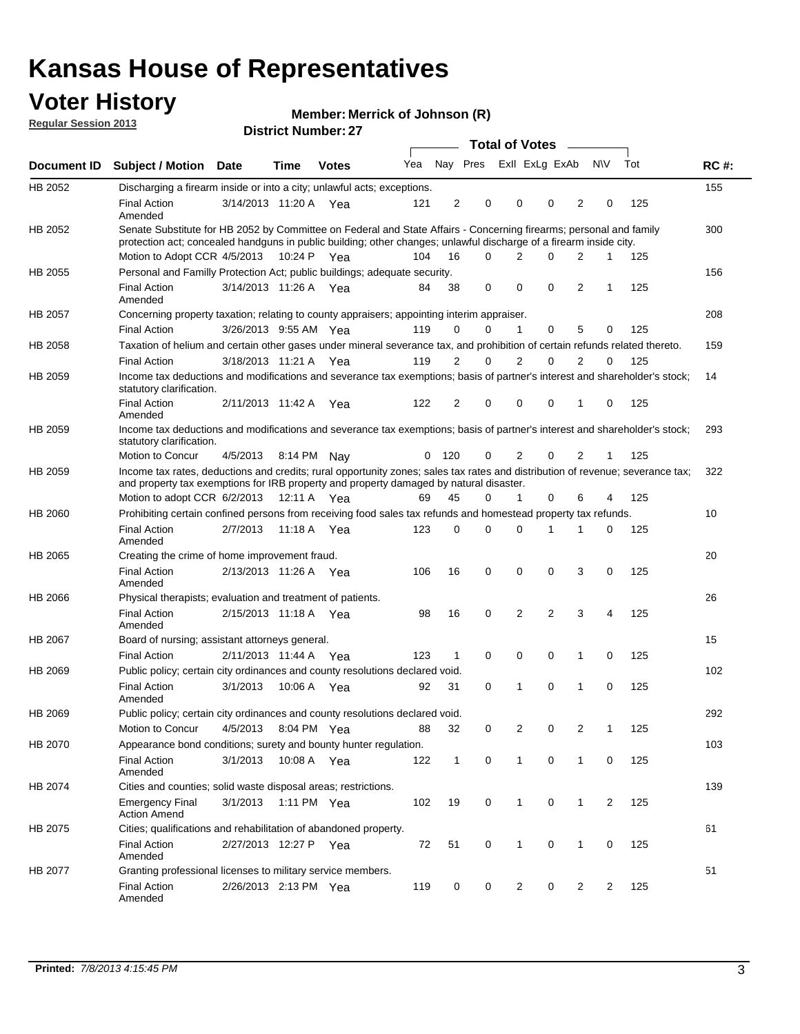# Kansas House of Representatives

## Voter History

**Regular Session 2013**

**Member: Merrick of Johnson (R)**

**District Number: 27**

| Document ID | Subject / Motion | Date | Time | Votes | Yea | Nay | Pres | ExII | ExLg | ExAb | N\V | Tot | RC #: |
|---|---|---|---|---|---|---|---|---|---|---|---|---|---|
| HB 2052 | Discharging a firearm inside or into a city; unlawful acts; exceptions. | | | | | | | | | | | | 155 |
| | Final Action Amended | 3/14/2013 | 11:20 A | Yea | 121 | 2 | 0 | 0 | 0 | 2 | 0 | 125 | |
| HB 2052 | Senate Substitute for HB 2052 by Committee on Federal and State Affairs - Concerning firearms; personal and family protection act; concealed handguns in public building; other changes; unlawful discharge of a firearm inside city. | | | | | | | | | | | | 300 |
| | Motion to Adopt CCR | 4/5/2013 | 10:24 P | Yea | 104 | 16 | 0 | 2 | 0 | 2 | 1 | 125 | |
| HB 2055 | Personal and Familly Protection Act; public buildings; adequate security. | | | | | | | | | | | | 156 |
| | Final Action Amended | 3/14/2013 | 11:26 A | Yea | 84 | 38 | 0 | 0 | 0 | 2 | 1 | 125 | |
| HB 2057 | Concerning property taxation; relating to county appraisers; appointing interim appraiser. | | | | | | | | | | | | 208 |
| | Final Action | 3/26/2013 | 9:55 AM | Yea | 119 | 0 | 0 | 1 | 0 | 5 | 0 | 125 | |
| HB 2058 | Taxation of helium and certain other gases under mineral severance tax, and prohibition of certain refunds related thereto. | | | | | | | | | | | | 159 |
| | Final Action | 3/18/2013 | 11:21 A | Yea | 119 | 2 | 0 | 2 | 0 | 2 | 0 | 125 | |
| HB 2059 | Income tax deductions and modifications and severance tax exemptions; basis of partner's interest and shareholder's stock; statutory clarification. | | | | | | | | | | | | 14 |
| | Final Action Amended | 2/11/2013 | 11:42 A | Yea | 122 | 2 | 0 | 0 | 0 | 1 | 0 | 125 | |
| HB 2059 | Income tax deductions and modifications and severance tax exemptions; basis of partner's interest and shareholder's stock; statutory clarification. | | | | | | | | | | | | 293 |
| | Motion to Concur | 4/5/2013 | 8:14 PM | Nay | 0 | 120 | 0 | 2 | 0 | 2 | 1 | 125 | |
| HB 2059 | Income tax rates, deductions and credits; rural opportunity zones; sales tax rates and distribution of revenue; severance tax; and property tax exemptions for IRB property and property damaged by natural disaster. | | | | | | | | | | | | 322 |
| | Motion to adopt CCR | 6/2/2013 | 12:11 A | Yea | 69 | 45 | 0 | 1 | 0 | 6 | 4 | 125 | |
| HB 2060 | Prohibiting certain confined persons from receiving food sales tax refunds and homestead property tax refunds. | | | | | | | | | | | | 10 |
| | Final Action Amended | 2/7/2013 | 11:18 A | Yea | 123 | 0 | 0 | 0 | 1 | 1 | 0 | 125 | |
| HB 2065 | Creating the crime of home improvement fraud. | | | | | | | | | | | | 20 |
| | Final Action Amended | 2/13/2013 | 11:26 A | Yea | 106 | 16 | 0 | 0 | 0 | 3 | 0 | 125 | |
| HB 2066 | Physical therapists; evaluation and treatment of patients. | | | | | | | | | | | | 26 |
| | Final Action Amended | 2/15/2013 | 11:18 A | Yea | 98 | 16 | 0 | 2 | 2 | 3 | 4 | 125 | |
| HB 2067 | Board of nursing; assistant attorneys general. | | | | | | | | | | | | 15 |
| | Final Action | 2/11/2013 | 11:44 A | Yea | 123 | 1 | 0 | 0 | 0 | 1 | 0 | 125 | |
| HB 2069 | Public policy; certain city ordinances and county resolutions declared void. | | | | | | | | | | | | 102 |
| | Final Action Amended | 3/1/2013 | 10:06 A | Yea | 92 | 31 | 0 | 1 | 0 | 1 | 0 | 125 | |
| HB 2069 | Public policy; certain city ordinances and county resolutions declared void. | | | | | | | | | | | | 292 |
| | Motion to Concur | 4/5/2013 | 8:04 PM | Yea | 88 | 32 | 0 | 2 | 0 | 2 | 1 | 125 | |
| HB 2070 | Appearance bond conditions; surety and bounty hunter regulation. | | | | | | | | | | | | 103 |
| | Final Action Amended | 3/1/2013 | 10:08 A | Yea | 122 | 1 | 0 | 1 | 0 | 1 | 0 | 125 | |
| HB 2074 | Cities and counties; solid waste disposal areas; restrictions. | | | | | | | | | | | | 139 |
| | Emergency Final Action Amend | 3/1/2013 | 1:11 PM | Yea | 102 | 19 | 0 | 1 | 0 | 1 | 2 | 125 | |
| HB 2075 | Cities; qualifications and rehabilitation of abandoned property. | | | | | | | | | | | | 61 |
| | Final Action Amended | 2/27/2013 | 12:27 P | Yea | 72 | 51 | 0 | 1 | 0 | 1 | 0 | 125 | |
| HB 2077 | Granting professional licenses to military service members. | | | | | | | | | | | | 51 |
| | Final Action Amended | 2/26/2013 | 2:13 PM | Yea | 119 | 0 | 0 | 2 | 0 | 2 | 2 | 125 | |

**Printed:** *7/8/2013 4:15:45 PM*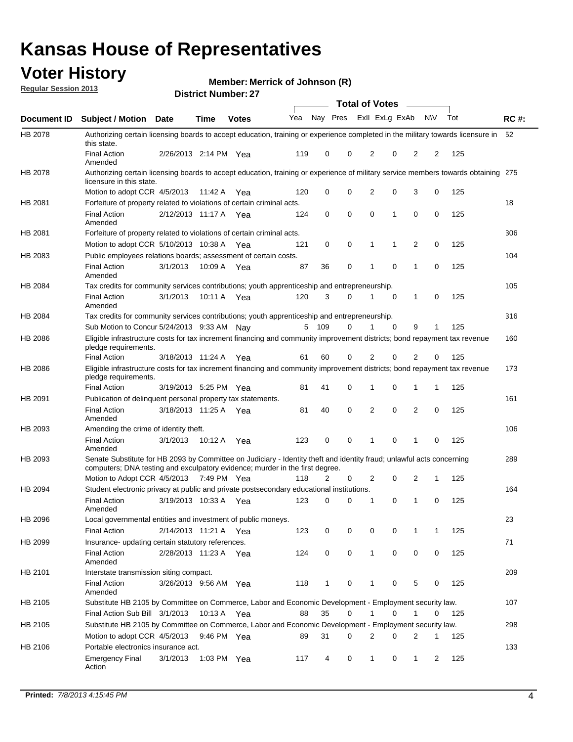# Kansas House of Representatives

## Voter History

**Regular Session 2013**

**Member: Merrick of Johnson (R)**

**District Number: 27**

| Document ID | Subject / Motion | Date | Time | Votes | Yea | Nay | Pres | ExlI | ExLg | ExAb | N\V | Tot | RC #: |
|---|---|---|---|---|---|---|---|---|---|---|---|---|---|
| HB 2078 | Authorizing certain licensing boards to accept education, training or experience completed in the military towards licensure in this state. | | | | | | | | | | | | 52 |
| | Final Action Amended | 2/26/2013 | 2:14 PM | Yea | 119 | 0 | 0 | 2 | 0 | 2 | 2 | 125 | |
| HB 2078 | Authorizing certain licensing boards to accept education, training or experience of military service members towards obtaining licensure in this state. | | | | | | | | | | | | 275 |
| | Motion to adopt CCR | 4/5/2013 | 11:42 A | Yea | 120 | 0 | 0 | 2 | 0 | 3 | 0 | 125 | |
| HB 2081 | Forfeiture of property related to violations of certain criminal acts. | | | | | | | | | | | | 18 |
| | Final Action Amended | 2/12/2013 | 11:17 A | Yea | 124 | 0 | 0 | 0 | 1 | 0 | 0 | 125 | |
| HB 2081 | Forfeiture of property related to violations of certain criminal acts. | | | | | | | | | | | | 306 |
| | Motion to adopt CCR | 5/10/2013 | 10:38 A | Yea | 121 | 0 | 0 | 1 | 1 | 2 | 0 | 125 | |
| HB 2083 | Public employees relations boards; assessment of certain costs. | | | | | | | | | | | | 104 |
| | Final Action Amended | 3/1/2013 | 10:09 A | Yea | 87 | 36 | 0 | 1 | 0 | 1 | 0 | 125 | |
| HB 2084 | Tax credits for community services contributions; youth apprenticeship and entrepreneurship. | | | | | | | | | | | | 105 |
| | Final Action Amended | 3/1/2013 | 10:11 A | Yea | 120 | 3 | 0 | 1 | 0 | 1 | 0 | 125 | |
| HB 2084 | Tax credits for community services contributions; youth apprenticeship and entrepreneurship. | | | | | | | | | | | | 316 |
| | Sub Motion to Concur | 5/24/2013 | 9:33 AM | Nay | 5 | 109 | 0 | 1 | 0 | 9 | 1 | 125 | |
| HB 2086 | Eligible infrastructure costs for tax increment financing and community improvement districts; bond repayment tax revenue pledge requirements. | | | | | | | | | | | | 160 |
| | Final Action | 3/18/2013 | 11:24 A | Yea | 61 | 60 | 0 | 2 | 0 | 2 | 0 | 125 | |
| HB 2086 | Eligible infrastructure costs for tax increment financing and community improvement districts; bond repayment tax revenue pledge requirements. | | | | | | | | | | | | 173 |
| | Final Action | 3/19/2013 | 5:25 PM | Yea | 81 | 41 | 0 | 1 | 0 | 1 | 1 | 125 | |
| HB 2091 | Publication of delinquent personal property tax statements. | | | | | | | | | | | | 161 |
| | Final Action Amended | 3/18/2013 | 11:25 A | Yea | 81 | 40 | 0 | 2 | 0 | 2 | 0 | 125 | |
| HB 2093 | Amending the crime of identity theft. | | | | | | | | | | | | 106 |
| | Final Action Amended | 3/1/2013 | 10:12 A | Yea | 123 | 0 | 0 | 1 | 0 | 1 | 0 | 125 | |
| HB 2093 | Senate Substitute for HB 2093 by Committee on Judiciary - Identity theft and identity fraud; unlawful acts concerning computers; DNA testing and exculpatory evidence; murder in the first degree. | | | | | | | | | | | | 289 |
| | Motion to Adopt CCR | 4/5/2013 | 7:49 PM | Yea | 118 | 2 | 0 | 2 | 0 | 2 | 1 | 125 | |
| HB 2094 | Student electronic privacy at public and private postsecondary educational institutions. | | | | | | | | | | | | 164 |
| | Final Action Amended | 3/19/2013 | 10:33 A | Yea | 123 | 0 | 0 | 1 | 0 | 1 | 0 | 125 | |
| HB 2096 | Local governmental entities and investment of public moneys. | | | | | | | | | | | | 23 |
| | Final Action | 2/14/2013 | 11:21 A | Yea | 123 | 0 | 0 | 0 | 0 | 1 | 1 | 125 | |
| HB 2099 | Insurance- updating certain statutory references. | | | | | | | | | | | | 71 |
| | Final Action Amended | 2/28/2013 | 11:23 A | Yea | 124 | 0 | 0 | 1 | 0 | 0 | 0 | 125 | |
| HB 2101 | Interstate transmission siting compact. | | | | | | | | | | | | 209 |
| | Final Action Amended | 3/26/2013 | 9:56 AM | Yea | 118 | 1 | 0 | 1 | 0 | 5 | 0 | 125 | |
| HB 2105 | Substitute HB 2105 by Committee on Commerce, Labor and Economic Development - Employment security law. | | | | | | | | | | | | 107 |
| | Final Action Sub Bill | 3/1/2013 | 10:13 A | Yea | 88 | 35 | 0 | 1 | 0 | 1 | 0 | 125 | |
| HB 2105 | Substitute HB 2105 by Committee on Commerce, Labor and Economic Development - Employment security law. | | | | | | | | | | | | 298 |
| | Motion to adopt CCR | 4/5/2013 | 9:46 PM | Yea | 89 | 31 | 0 | 2 | 0 | 2 | 1 | 125 | |
| HB 2106 | Portable electronics insurance act. | | | | | | | | | | | | 133 |
| | Emergency Final Action | 3/1/2013 | 1:03 PM | Yea | 117 | 4 | 0 | 1 | 0 | 1 | 2 | 125 | |

**Printed:** *7/8/2013 4:15:45 PM*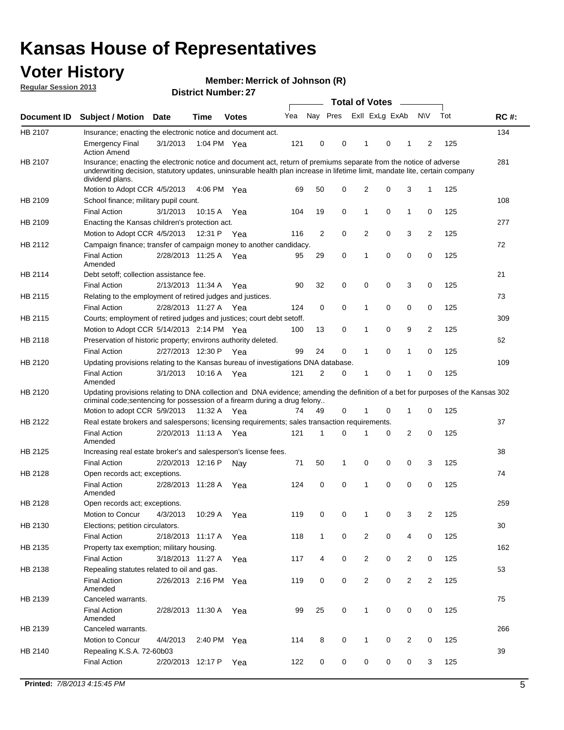# Kansas House of Representatives

## Voter History

**Regular Session 2013**

**Member: Merrick of Johnson (R)**

**District Number: 27**

| Document ID | Subject / Motion | Date | Time | Votes | Yea | Nay | Pres | ExII | ExLg | ExAb | N\V | Tot | RC #: |
|---|---|---|---|---|---|---|---|---|---|---|---|---|---|
| HB 2107 | Insurance; enacting the electronic notice and document act. | | | | | | | | | | | | 134 |
| | Emergency Final Action Amend | 3/1/2013 | 1:04 PM | Yea | 121 | 0 | 0 | 1 | 0 | 1 | 2 | 125 | |
| HB 2107 | Insurance; enacting the electronic notice and document act, return of premiums separate from the notice of adverse underwriting decision, statutory updates, uninsurable health plan increase in lifetime limit, mandate lite, certain company dividend plans. | | | | | | | | | | | | 281 |
| | Motion to Adopt CCR | 4/5/2013 | 4:06 PM | Yea | 69 | 50 | 0 | 2 | 0 | 3 | 1 | 125 | |
| HB 2109 | School finance; military pupil count. | | | | | | | | | | | | 108 |
| | Final Action | 3/1/2013 | 10:15 A | Yea | 104 | 19 | 0 | 1 | 0 | 1 | 0 | 125 | |
| HB 2109 | Enacting the Kansas children's protection act. | | | | | | | | | | | | 277 |
| | Motion to Adopt CCR | 4/5/2013 | 12:31 P | Yea | 116 | 2 | 0 | 2 | 0 | 3 | 2 | 125 | |
| HB 2112 | Campaign finance; transfer of campaign money to another candidacy. | | | | | | | | | | | | 72 |
| | Final Action Amended | 2/28/2013 | 11:25 A | Yea | 95 | 29 | 0 | 1 | 0 | 0 | 0 | 125 | |
| HB 2114 | Debt setoff; collection assistance fee. | | | | | | | | | | | | 21 |
| | Final Action | 2/13/2013 | 11:34 A | Yea | 90 | 32 | 0 | 0 | 0 | 3 | 0 | 125 | |
| HB 2115 | Relating to the employment of retired judges and justices. | | | | | | | | | | | | 73 |
| | Final Action | 2/28/2013 | 11:27 A | Yea | 124 | 0 | 0 | 1 | 0 | 0 | 0 | 125 | |
| HB 2115 | Courts; employment of retired judges and justices; court debt setoff. | | | | | | | | | | | | 309 |
| | Motion to Adopt CCR | 5/14/2013 | 2:14 PM | Yea | 100 | 13 | 0 | 1 | 0 | 9 | 2 | 125 | |
| HB 2118 | Preservation of historic property; environs authority deleted. | | | | | | | | | | | | 62 |
| | Final Action | 2/27/2013 | 12:30 P | Yea | 99 | 24 | 0 | 1 | 0 | 1 | 0 | 125 | |
| HB 2120 | Updating provisions relating to the Kansas bureau of investigations DNA database. | | | | | | | | | | | | 109 |
| | Final Action Amended | 3/1/2013 | 10:16 A | Yea | 121 | 2 | 0 | 1 | 0 | 1 | 0 | 125 | |
| HB 2120 | Updating provisions relating to DNA collection and DNA evidence; amending the definition of a bet for purposes of the Kansas criminal code;sentencing for possession of a firearm during a drug felony.. | | | | | | | | | | | | 302 |
| | Motion to adopt CCR | 5/9/2013 | 11:32 A | Yea | 74 | 49 | 0 | 1 | 0 | 1 | 0 | 125 | |
| HB 2122 | Real estate brokers and salespersons; licensing requirements; sales transaction requirements. | | | | | | | | | | | | 37 |
| | Final Action Amended | 2/20/2013 | 11:13 A | Yea | 121 | 1 | 0 | 1 | 0 | 2 | 0 | 125 | |
| HB 2125 | Increasing real estate broker's and salesperson's license fees. | | | | | | | | | | | | 38 |
| | Final Action | 2/20/2013 | 12:16 P | Nay | 71 | 50 | 1 | 0 | 0 | 0 | 3 | 125 | |
| HB 2128 | Open records act; exceptions. | | | | | | | | | | | | 74 |
| | Final Action Amended | 2/28/2013 | 11:28 A | Yea | 124 | 0 | 0 | 1 | 0 | 0 | 0 | 125 | |
| HB 2128 | Open records act; exceptions. | | | | | | | | | | | | 259 |
| | Motion to Concur | 4/3/2013 | 10:29 A | Yea | 119 | 0 | 0 | 1 | 0 | 3 | 2 | 125 | |
| HB 2130 | Elections; petition circulators. | | | | | | | | | | | | 30 |
| | Final Action | 2/18/2013 | 11:17 A | Yea | 118 | 1 | 0 | 2 | 0 | 4 | 0 | 125 | |
| HB 2135 | Property tax exemption; military housing. | | | | | | | | | | | | 162 |
| | Final Action | 3/18/2013 | 11:27 A | Yea | 117 | 4 | 0 | 2 | 0 | 2 | 0 | 125 | |
| HB 2138 | Repealing statutes related to oil and gas. | | | | | | | | | | | | 53 |
| | Final Action Amended | 2/26/2013 | 2:16 PM | Yea | 119 | 0 | 0 | 2 | 0 | 2 | 2 | 125 | |
| HB 2139 | Canceled warrants. | | | | | | | | | | | | 75 |
| | Final Action Amended | 2/28/2013 | 11:30 A | Yea | 99 | 25 | 0 | 1 | 0 | 0 | 0 | 125 | |
| HB 2139 | Canceled warrants. | | | | | | | | | | | | 266 |
| | Motion to Concur | 4/4/2013 | 2:40 PM | Yea | 114 | 8 | 0 | 1 | 0 | 2 | 0 | 125 | |
| HB 2140 | Repealing K.S.A. 72-60b03 | | | | | | | | | | | | 39 |
| | Final Action | 2/20/2013 | 12:17 P | Yea | 122 | 0 | 0 | 0 | 0 | 0 | 3 | 125 | |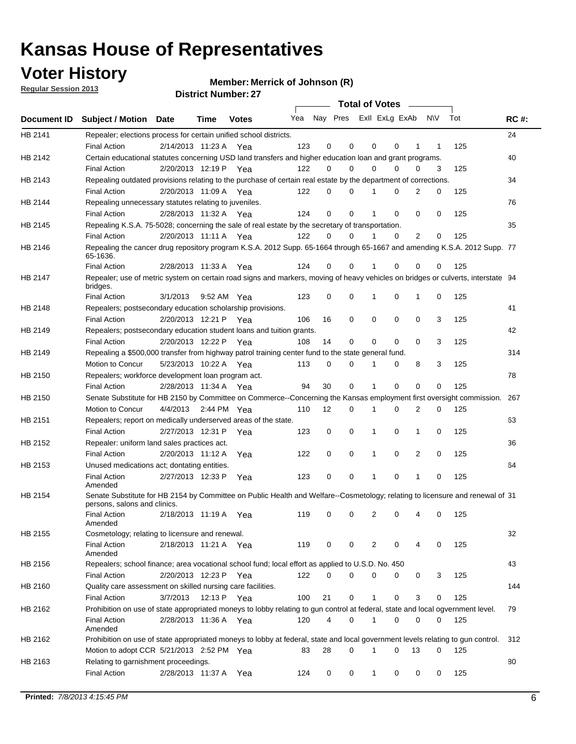# Kansas House of Representatives

## Voter History

**Regular Session 2013**

**Member: Merrick of Johnson (R)**

**District Number: 27**

| Document ID | Subject / Motion | Date | Time | Votes | Yea | Nay | Pres | ExII | ExLg | ExAb | N\V | Tot | RC #: |
|---|---|---|---|---|---|---|---|---|---|---|---|---|---|
| HB 2141 | Repealer; elections process for certain unified school districts. | | | | | | | | | | | | 24 |
| | Final Action | 2/14/2013 | 11:23 A | Yea | 123 | 0 | 0 | 0 | 0 | 1 | 1 | 125 | |
| HB 2142 | Certain educational statutes concerning USD land transfers and higher education loan and grant programs. | | | | | | | | | | | | 40 |
| | Final Action | 2/20/2013 | 12:19 P | Yea | 122 | 0 | 0 | 0 | 0 | 0 | 3 | 125 | |
| HB 2143 | Repealing outdated provisions relating to the purchase of certain real estate by the department of corrections. | | | | | | | | | | | | 34 |
| | Final Action | 2/20/2013 | 11:09 A | Yea | 122 | 0 | 0 | 1 | 0 | 2 | 0 | 125 | |
| HB 2144 | Repealing unnecessary statutes relating to juveniles. | | | | | | | | | | | | 76 |
| | Final Action | 2/28/2013 | 11:32 A | Yea | 124 | 0 | 0 | 1 | 0 | 0 | 0 | 125 | |
| HB 2145 | Repealing K.S.A. 75-5028; concerning the sale of real estate by the secretary of transportation. | | | | | | | | | | | | 35 |
| | Final Action | 2/20/2013 | 11:11 A | Yea | 122 | 0 | 0 | 1 | 0 | 2 | 0 | 125 | |
| HB 2146 | Repealing the cancer drug repository program K.S.A. 2012 Supp. 65-1664 through 65-1667 and amending K.S.A. 2012 Supp. 65-1636. | | | | | | | | | | | | 77 |
| | Final Action | 2/28/2013 | 11:33 A | Yea | 124 | 0 | 0 | 1 | 0 | 0 | 0 | 125 | |
| HB 2147 | Repealer; use of metric system on certain road signs and markers, moving of heavy vehicles on bridges or culverts, interstate bridges. | | | | | | | | | | | | 94 |
| | Final Action | 3/1/2013 | 9:52 AM | Yea | 123 | 0 | 0 | 1 | 0 | 1 | 0 | 125 | |
| HB 2148 | Repealers; postsecondary education scholarship provisions. | | | | | | | | | | | | 41 |
| | Final Action | 2/20/2013 | 12:21 P | Yea | 106 | 16 | 0 | 0 | 0 | 0 | 3 | 125 | |
| HB 2149 | Repealers; postsecondary education student loans and tuition grants. | | | | | | | | | | | | 42 |
| | Final Action | 2/20/2013 | 12:22 P | Yea | 108 | 14 | 0 | 0 | 0 | 0 | 3 | 125 | |
| HB 2149 | Repealing a $500,000 transfer from highway patrol training center fund to the state general fund. | | | | | | | | | | | | 314 |
| | Motion to Concur | 5/23/2013 | 10:22 A | Yea | 113 | 0 | 0 | 1 | 0 | 8 | 3 | 125 | |
| HB 2150 | Repealers; workforce development loan program act. | | | | | | | | | | | | 78 |
| | Final Action | 2/28/2013 | 11:34 A | Yea | 94 | 30 | 0 | 1 | 0 | 0 | 0 | 125 | |
| HB 2150 | Senate Substitute for HB 2150 by Committee on Commerce--Concerning the Kansas employment first oversight commission. | | | | | | | | | | | | 267 |
| | Motion to Concur | 4/4/2013 | 2:44 PM | Yea | 110 | 12 | 0 | 1 | 0 | 2 | 0 | 125 | |
| HB 2151 | Repealers; report on medically underserved areas of the state. | | | | | | | | | | | | 63 |
| | Final Action | 2/27/2013 | 12:31 P | Yea | 123 | 0 | 0 | 1 | 0 | 1 | 0 | 125 | |
| HB 2152 | Repealer: uniform land sales practices act. | | | | | | | | | | | | 36 |
| | Final Action | 2/20/2013 | 11:12 A | Yea | 122 | 0 | 0 | 1 | 0 | 2 | 0 | 125 | |
| HB 2153 | Unused medications act; dontating entities. | | | | | | | | | | | | 64 |
| | Final Action Amended | 2/27/2013 | 12:33 P | Yea | 123 | 0 | 0 | 1 | 0 | 1 | 0 | 125 | |
| HB 2154 | Senate Substitute for HB 2154 by Committee on Public Health and Welfare--Cosmetology; relating to licensure and renewal of persons, salons and clinics. | | | | | | | | | | | | 31 |
| | Final Action Amended | 2/18/2013 | 11:19 A | Yea | 119 | 0 | 0 | 2 | 0 | 4 | 0 | 125 | |
| HB 2155 | Cosmetology; relating to licensure and renewal. | | | | | | | | | | | | 32 |
| | Final Action Amended | 2/18/2013 | 11:21 A | Yea | 119 | 0 | 0 | 2 | 0 | 4 | 0 | 125 | |
| HB 2156 | Repealers; school finance; area vocational school fund; local effort as applied to U.S.D. No. 450 | | | | | | | | | | | | 43 |
| | Final Action | 2/20/2013 | 12:23 P | Yea | 122 | 0 | 0 | 0 | 0 | 0 | 3 | 125 | |
| HB 2160 | Quality care assessment on skilled nursing care facilities. | | | | | | | | | | | | 144 |
| | Final Action | 3/7/2013 | 12:13 P | Yea | 100 | 21 | 0 | 1 | 0 | 3 | 0 | 125 | |
| HB 2162 | Prohibition on use of state appropriated moneys to lobby relating to gun control at federal, state and local ogvernment level. | | | | | | | | | | | | 79 |
| | Final Action Amended | 2/28/2013 | 11:36 A | Yea | 120 | 4 | 0 | 1 | 0 | 0 | 0 | 125 | |
| HB 2162 | Prohibition on use of state appropriated moneys to lobby at federal, state and local government levels relating to gun control. | | | | | | | | | | | | 312 |
| | Motion to adopt CCR | 5/21/2013 | 2:52 PM | Yea | 83 | 28 | 0 | 1 | 0 | 13 | 0 | 125 | |
| HB 2163 | Relating to garnishment proceedings. | | | | | | | | | | | | 80 |
| | Final Action | 2/28/2013 | 11:37 A | Yea | 124 | 0 | 0 | 1 | 0 | 0 | 0 | 125 | |

**Printed:** *7/8/2013 4:15:45 PM*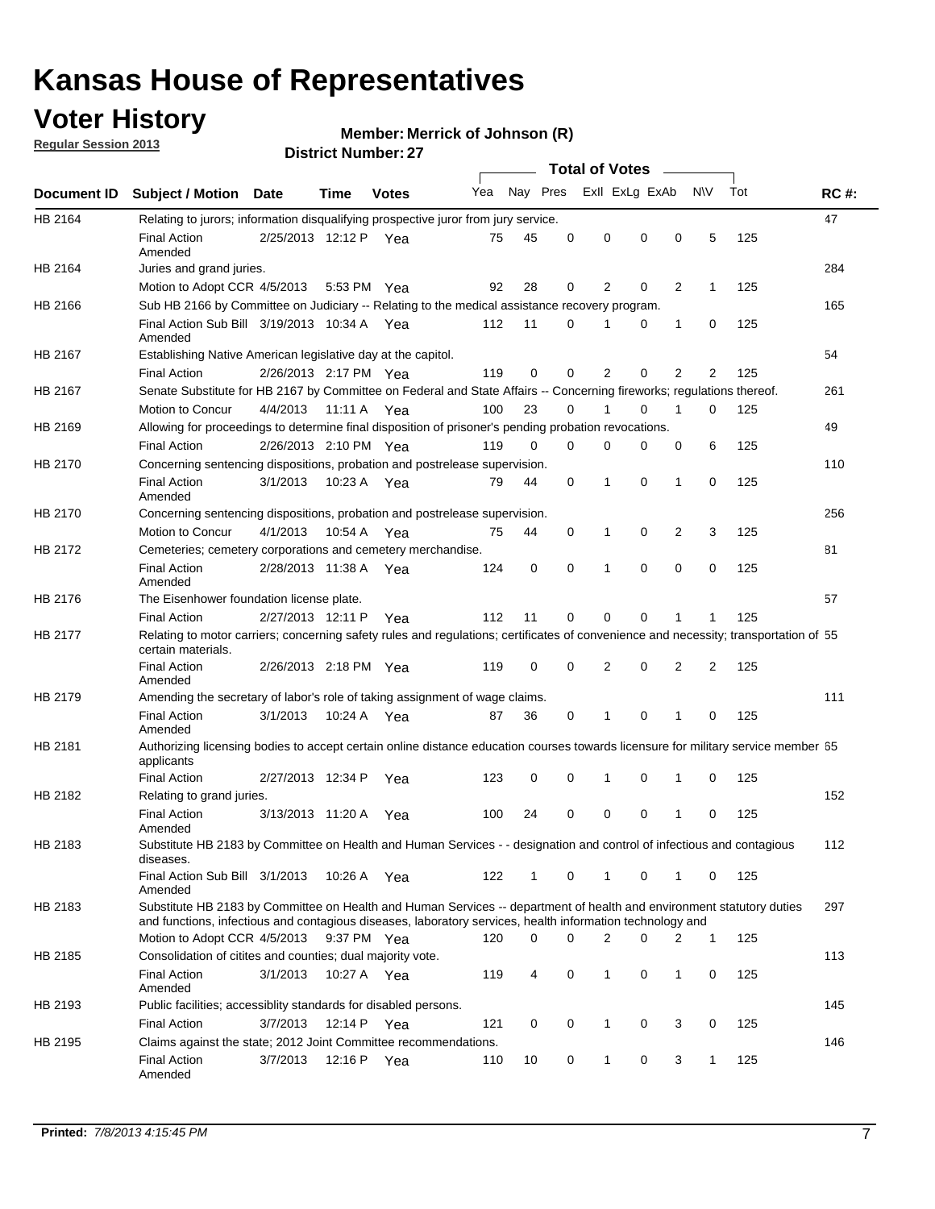# Kansas House of Representatives

## Voter History

**Regular Session 2013**

**Member: Merrick of Johnson (R)**

**District Number: 27**

| Document ID | Subject / Motion | Date | Time | Votes | Yea | Nay | Pres | ExII | ExLg | ExAb | N\V | Tot | RC #: |
|---|---|---|---|---|---|---|---|---|---|---|---|---|---|
| HB 2164 | Relating to jurors; information disqualifying prospective juror from jury service. | | | | | | | | | | | | 47 |
| | Final Action Amended | 2/25/2013 | 12:12 P | Yea | 75 | 45 | 0 | 0 | 0 | 0 | 5 | 125 | |
| HB 2164 | Juries and grand juries. | | | | | | | | | | | | 284 |
| | Motion to Adopt CCR | 4/5/2013 | 5:53 PM | Yea | 92 | 28 | 0 | 2 | 0 | 2 | 1 | 125 | |
| HB 2166 | Sub HB 2166 by Committee on Judiciary -- Relating to the medical assistance recovery program. | | | | | | | | | | | | 165 |
| | Final Action Sub Bill Amended | 3/19/2013 | 10:34 A | Yea | 112 | 11 | 0 | 1 | 0 | 1 | 0 | 125 | |
| HB 2167 | Establishing Native American legislative day at the capitol. | | | | | | | | | | | | 54 |
| | Final Action | 2/26/2013 | 2:17 PM | Yea | 119 | 0 | 0 | 2 | 0 | 2 | 2 | 125 | |
| HB 2167 | Senate Substitute for HB 2167 by Committee on Federal and State Affairs -- Concerning fireworks; regulations thereof. | | | | | | | | | | | | 261 |
| | Motion to Concur | 4/4/2013 | 11:11 A | Yea | 100 | 23 | 0 | 1 | 0 | 1 | 0 | 125 | |
| HB 2169 | Allowing for proceedings to determine final disposition of prisoner's pending probation revocations. | | | | | | | | | | | | 49 |
| | Final Action | 2/26/2013 | 2:10 PM | Yea | 119 | 0 | 0 | 0 | 0 | 0 | 6 | 125 | |
| HB 2170 | Concerning sentencing dispositions, probation and postrelease supervision. | | | | | | | | | | | | 110 |
| | Final Action Amended | 3/1/2013 | 10:23 A | Yea | 79 | 44 | 0 | 1 | 0 | 1 | 0 | 125 | |
| HB 2170 | Concerning sentencing dispositions, probation and postrelease supervision. | | | | | | | | | | | | 256 |
| | Motion to Concur | 4/1/2013 | 10:54 A | Yea | 75 | 44 | 0 | 1 | 0 | 2 | 3 | 125 | |
| HB 2172 | Cemeteries; cemetery corporations and cemetery merchandise. | | | | | | | | | | | | 81 |
| | Final Action Amended | 2/28/2013 | 11:38 A | Yea | 124 | 0 | 0 | 1 | 0 | 0 | 0 | 125 | |
| HB 2176 | The Eisenhower foundation license plate. | | | | | | | | | | | | 57 |
| | Final Action | 2/27/2013 | 12:11 P | Yea | 112 | 11 | 0 | 0 | 0 | 1 | 1 | 125 | |
| HB 2177 | Relating to motor carriers; concerning safety rules and regulations; certificates of convenience and necessity; transportation of certain materials. | | | | | | | | | | | | 55 |
| | Final Action Amended | 2/26/2013 | 2:18 PM | Yea | 119 | 0 | 0 | 2 | 0 | 2 | 2 | 125 | |
| HB 2179 | Amending the secretary of labor's role of taking assignment of wage claims. | | | | | | | | | | | | 111 |
| | Final Action Amended | 3/1/2013 | 10:24 A | Yea | 87 | 36 | 0 | 1 | 0 | 1 | 0 | 125 | |
| HB 2181 | Authorizing licensing bodies to accept certain online distance education courses towards licensure for military service member applicants | | | | | | | | | | | | 65 |
| | Final Action | 2/27/2013 | 12:34 P | Yea | 123 | 0 | 0 | 1 | 0 | 1 | 0 | 125 | |
| HB 2182 | Relating to grand juries. | | | | | | | | | | | | 152 |
| | Final Action Amended | 3/13/2013 | 11:20 A | Yea | 100 | 24 | 0 | 0 | 0 | 1 | 0 | 125 | |
| HB 2183 | Substitute HB 2183 by Committee on Health and Human Services - - designation and control of infectious and contagious diseases. | | | | | | | | | | | | 112 |
| | Final Action Sub Bill Amended | 3/1/2013 | 10:26 A | Yea | 122 | 1 | 0 | 1 | 0 | 1 | 0 | 125 | |
| HB 2183 | Substitute HB 2183 by Committee on Health and Human Services -- department of health and environment statutory duties and functions, infectious and contagious diseases, laboratory services, health information technology and | | | | | | | | | | | | 297 |
| | Motion to Adopt CCR | 4/5/2013 | 9:37 PM | Yea | 120 | 0 | 0 | 2 | 0 | 2 | 1 | 125 | |
| HB 2185 | Consolidation of citites and counties; dual majority vote. | | | | | | | | | | | | 113 |
| | Final Action Amended | 3/1/2013 | 10:27 A | Yea | 119 | 4 | 0 | 1 | 0 | 1 | 0 | 125 | |
| HB 2193 | Public facilities; accessiblity standards for disabled persons. | | | | | | | | | | | | 145 |
| | Final Action | 3/7/2013 | 12:14 P | Yea | 121 | 0 | 0 | 1 | 0 | 3 | 0 | 125 | |
| HB 2195 | Claims against the state; 2012 Joint Committee recommendations. | | | | | | | | | | | | 146 |
| | Final Action Amended | 3/7/2013 | 12:16 P | Yea | 110 | 10 | 0 | 1 | 0 | 3 | 1 | 125 | |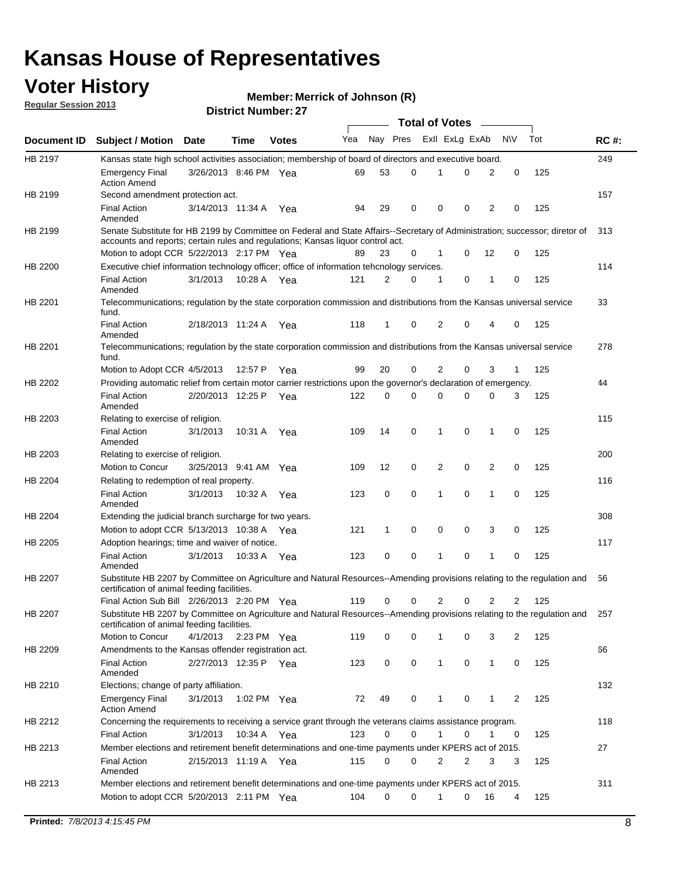# Kansas House of Representatives

## Voter History

**Regular Session 2013**

**Member: Merrick of Johnson (R)**

**District Number: 27**

| Document ID | Subject / Motion | Date | Time | Votes | Yea | Nay | Pres | ExII | ExLg | ExAb | N\V | Tot | RC #: |
|---|---|---|---|---|---|---|---|---|---|---|---|---|---|
| HB 2197 | Kansas state high school activities association; membership of board of directors and executive board. | | | | | | | | | | | | 249 |
| | Emergency Final Action Amend | 3/26/2013 | 8:46 PM | Yea | 69 | 53 | 0 | 1 | 0 | 2 | 0 | 125 | |
| HB 2199 | Second amendment protection act. | | | | | | | | | | | | 157 |
| | Final Action Amended | 3/14/2013 | 11:34 A | Yea | 94 | 29 | 0 | 0 | 0 | 2 | 0 | 125 | |
| HB 2199 | Senate Substitute for HB 2199 by Committee on Federal and State Affairs--Secretary of Administration; successor; diretor of accounts and reports; certain rules and regulations; Kansas liquor control act. | | | | | | | | | | | | 313 |
| | Motion to adopt CCR | 5/22/2013 | 2:17 PM | Yea | 89 | 23 | 0 | 1 | 0 | 12 | 0 | 125 | |
| HB 2200 | Executive chief information technology officer; office of information tehcnology services. | | | | | | | | | | | | 114 |
| | Final Action Amended | 3/1/2013 | 10:28 A | Yea | 121 | 2 | 0 | 1 | 0 | 1 | 0 | 125 | |
| HB 2201 | Telecommunications; regulation by the state corporation commission and distributions from the Kansas universal service fund. | | | | | | | | | | | | 33 |
| | Final Action Amended | 2/18/2013 | 11:24 A | Yea | 118 | 1 | 0 | 2 | 0 | 4 | 0 | 125 | |
| HB 2201 | Telecommunications; regulation by the state corporation commission and distributions from the Kansas universal service fund. | | | | | | | | | | | | 278 |
| | Motion to Adopt CCR | 4/5/2013 | 12:57 P | Yea | 99 | 20 | 0 | 2 | 0 | 3 | 1 | 125 | |
| HB 2202 | Providing automatic relief from certain motor carrier restrictions upon the governor's declaration of emergency. | | | | | | | | | | | | 44 |
| | Final Action Amended | 2/20/2013 | 12:25 P | Yea | 122 | 0 | 0 | 0 | 0 | 0 | 3 | 125 | |
| HB 2203 | Relating to exercise of religion. | | | | | | | | | | | | 115 |
| | Final Action Amended | 3/1/2013 | 10:31 A | Yea | 109 | 14 | 0 | 1 | 0 | 1 | 0 | 125 | |
| HB 2203 | Relating to exercise of religion. | | | | | | | | | | | | 200 |
| | Motion to Concur | 3/25/2013 | 9:41 AM | Yea | 109 | 12 | 0 | 2 | 0 | 2 | 0 | 125 | |
| HB 2204 | Relating to redemption of real property. | | | | | | | | | | | | 116 |
| | Final Action Amended | 3/1/2013 | 10:32 A | Yea | 123 | 0 | 0 | 1 | 0 | 1 | 0 | 125 | |
| HB 2204 | Extending the judicial branch surcharge for two years. | | | | | | | | | | | | 308 |
| | Motion to adopt CCR | 5/13/2013 | 10:38 A | Yea | 121 | 1 | 0 | 0 | 0 | 3 | 0 | 125 | |
| HB 2205 | Adoption hearings; time and waiver of notice. | | | | | | | | | | | | 117 |
| | Final Action Amended | 3/1/2013 | 10:33 A | Yea | 123 | 0 | 0 | 1 | 0 | 1 | 0 | 125 | |
| HB 2207 | Substitute HB 2207 by Committee on Agriculture and Natural Resources--Amending provisions relating to the regulation and certification of animal feeding facilities. | | | | | | | | | | | | 56 |
| | Final Action Sub Bill | 2/26/2013 | 2:20 PM | Yea | 119 | 0 | 0 | 2 | 0 | 2 | 2 | 125 | |
| HB 2207 | Substitute HB 2207 by Committee on Agriculture and Natural Resources--Amending provisions relating to the regulation and certification of animal feeding facilities. | | | | | | | | | | | | 257 |
| | Motion to Concur | 4/1/2013 | 2:23 PM | Yea | 119 | 0 | 0 | 1 | 0 | 3 | 2 | 125 | |
| HB 2209 | Amendments to the Kansas offender registration act. | | | | | | | | | | | | 66 |
| | Final Action Amended | 2/27/2013 | 12:35 P | Yea | 123 | 0 | 0 | 1 | 0 | 1 | 0 | 125 | |
| HB 2210 | Elections; change of party affiliation. | | | | | | | | | | | | 132 |
| | Emergency Final Action Amend | 3/1/2013 | 1:02 PM | Yea | 72 | 49 | 0 | 1 | 0 | 1 | 2 | 125 | |
| HB 2212 | Concerning the requirements to receiving a service grant through the veterans claims assistance program. | | | | | | | | | | | | 118 |
| | Final Action | 3/1/2013 | 10:34 A | Yea | 123 | 0 | 0 | 1 | 0 | 1 | 0 | 125 | |
| HB 2213 | Member elections and retirement benefit determinations and one-time payments under KPERS act of 2015. | | | | | | | | | | | | 27 |
| | Final Action Amended | 2/15/2013 | 11:19 A | Yea | 115 | 0 | 0 | 2 | 2 | 3 | 3 | 125 | |
| HB 2213 | Member elections and retirement benefit determinations and one-time payments under KPERS act of 2015. | | | | | | | | | | | | 311 |
| | Motion to adopt CCR | 5/20/2013 | 2:11 PM | Yea | 104 | 0 | 0 | 1 | 0 | 16 | 4 | 125 | |

**Printed:** *7/8/2013 4:15:45 PM*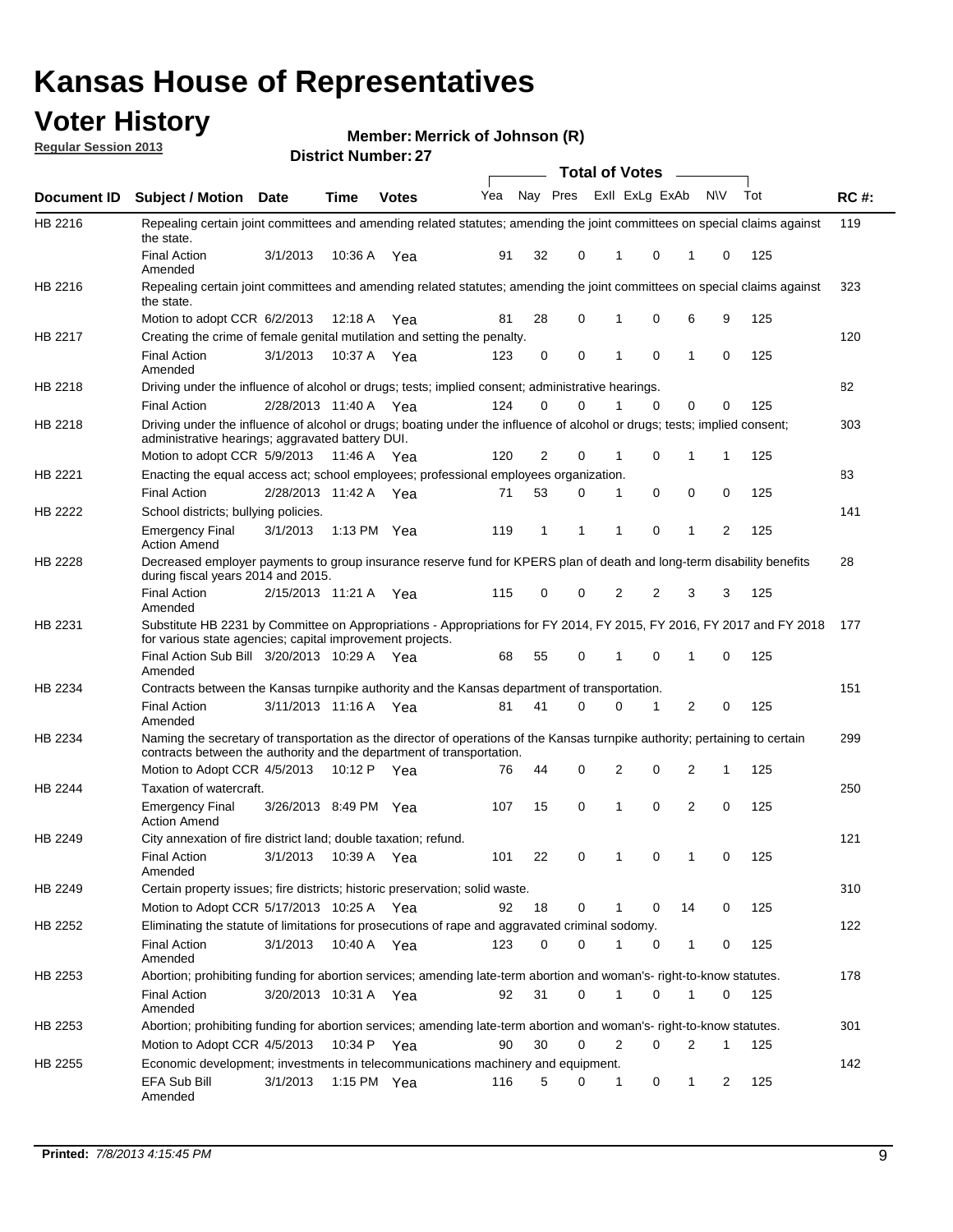# Kansas House of Representatives

## Voter History

**Regular Session 2013**

**Member: Merrick of Johnson (R)**

**District Number: 27**

| Document ID | Subject / Motion | Date | Time | Votes | Yea | Nay | Pres | ExII | ExLg | ExAb | N\V | Tot | RC #: |
|---|---|---|---|---|---|---|---|---|---|---|---|---|---|
| HB 2216 | Repealing certain joint committees and amending related statutes; amending the joint committees on special claims against the state. | | | | | | | | | | | | 119 |
| | Final Action Amended | 3/1/2013 | 10:36 A | Yea | 91 | 32 | 0 | 1 | 0 | 1 | 0 | 125 | |
| HB 2216 | Repealing certain joint committees and amending related statutes; amending the joint committees on special claims against the state. | | | | | | | | | | | | 323 |
| | Motion to adopt CCR | 6/2/2013 | 12:18 A | Yea | 81 | 28 | 0 | 1 | 0 | 6 | 9 | 125 | |
| HB 2217 | Creating the crime of female genital mutilation and setting the penalty. | | | | | | | | | | | | 120 |
| | Final Action Amended | 3/1/2013 | 10:37 A | Yea | 123 | 0 | 0 | 1 | 0 | 1 | 0 | 125 | |
| HB 2218 | Driving under the influence of alcohol or drugs; tests; implied consent; administrative hearings. | | | | | | | | | | | | 82 |
| | Final Action | 2/28/2013 | 11:40 A | Yea | 124 | 0 | 0 | 1 | 0 | 0 | 0 | 125 | |
| HB 2218 | Driving under the influence of alcohol or drugs; boating under the influence of alcohol or drugs; tests; implied consent; administrative hearings; aggravated battery DUI. | | | | | | | | | | | | 303 |
| | Motion to adopt CCR | 5/9/2013 | 11:46 A | Yea | 120 | 2 | 0 | 1 | 0 | 1 | 1 | 125 | |
| HB 2221 | Enacting the equal access act; school employees; professional employees organization. | | | | | | | | | | | | 83 |
| | Final Action | 2/28/2013 | 11:42 A | Yea | 71 | 53 | 0 | 1 | 0 | 0 | 0 | 125 | |
| HB 2222 | School districts; bullying policies. | | | | | | | | | | | | 141 |
| | Emergency Final Action Amend | 3/1/2013 | 1:13 PM | Yea | 119 | 1 | 1 | 1 | 0 | 1 | 2 | 125 | |
| HB 2228 | Decreased employer payments to group insurance reserve fund for KPERS plan of death and long-term disability benefits during fiscal years 2014 and 2015. | | | | | | | | | | | | 28 |
| | Final Action Amended | 2/15/2013 | 11:21 A | Yea | 115 | 0 | 0 | 2 | 2 | 3 | 3 | 125 | |
| HB 2231 | Substitute HB 2231 by Committee on Appropriations - Appropriations for FY 2014, FY 2015, FY 2016, FY 2017 and FY 2018 for various state agencies; capital improvement projects. | | | | | | | | | | | | 177 |
| | Final Action Sub Bill Amended | 3/20/2013 | 10:29 A | Yea | 68 | 55 | 0 | 1 | 0 | 1 | 0 | 125 | |
| HB 2234 | Contracts between the Kansas turnpike authority and the Kansas department of transportation. | | | | | | | | | | | | 151 |
| | Final Action Amended | 3/11/2013 | 11:16 A | Yea | 81 | 41 | 0 | 0 | 1 | 2 | 0 | 125 | |
| HB 2234 | Naming the secretary of transportation as the director of operations of the Kansas turnpike authority; pertaining to certain contracts between the authority and the department of transportation. | | | | | | | | | | | | 299 |
| | Motion to Adopt CCR | 4/5/2013 | 10:12 P | Yea | 76 | 44 | 0 | 2 | 0 | 2 | 1 | 125 | |
| HB 2244 | Taxation of watercraft. | | | | | | | | | | | | 250 |
| | Emergency Final Action Amend | 3/26/2013 | 8:49 PM | Yea | 107 | 15 | 0 | 1 | 0 | 2 | 0 | 125 | |
| HB 2249 | City annexation of fire district land; double taxation; refund. | | | | | | | | | | | | 121 |
| | Final Action Amended | 3/1/2013 | 10:39 A | Yea | 101 | 22 | 0 | 1 | 0 | 1 | 0 | 125 | |
| HB 2249 | Certain property issues; fire districts; historic preservation; solid waste. | | | | | | | | | | | | 310 |
| | Motion to Adopt CCR | 5/17/2013 | 10:25 A | Yea | 92 | 18 | 0 | 1 | 0 | 14 | 0 | 125 | |
| HB 2252 | Eliminating the statute of limitations for prosecutions of rape and aggravated criminal sodomy. | | | | | | | | | | | | 122 |
| | Final Action Amended | 3/1/2013 | 10:40 A | Yea | 123 | 0 | 0 | 1 | 0 | 1 | 0 | 125 | |
| HB 2253 | Abortion; prohibiting funding for abortion services; amending late-term abortion and woman's- right-to-know statutes. | | | | | | | | | | | | 178 |
| | Final Action Amended | 3/20/2013 | 10:31 A | Yea | 92 | 31 | 0 | 1 | 0 | 1 | 0 | 125 | |
| HB 2253 | Abortion; prohibiting funding for abortion services; amending late-term abortion and woman's- right-to-know statutes. | | | | | | | | | | | | 301 |
| | Motion to Adopt CCR | 4/5/2013 | 10:34 P | Yea | 90 | 30 | 0 | 2 | 0 | 2 | 1 | 125 | |
| HB 2255 | Economic development; investments in telecommunications machinery and equipment. | | | | | | | | | | | | 142 |
| | EFA Sub Bill Amended | 3/1/2013 | 1:15 PM | Yea | 116 | 5 | 0 | 1 | 0 | 1 | 2 | 125 | |

**Printed:** *7/8/2013 4:15:45 PM*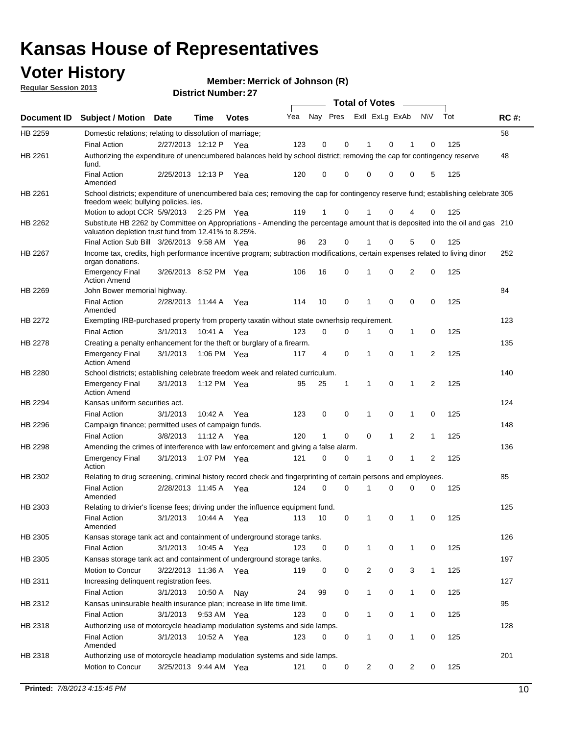# Kansas House of Representatives

## Voter History

**Regular Session 2013**

**Member: Merrick of Johnson (R)**

**District Number: 27**

| Document ID | Subject / Motion | Date | Time | Votes | Yea | Nay | Pres | ExII | ExLg | ExAb | N\V | Tot | RC #: |
|---|---|---|---|---|---|---|---|---|---|---|---|---|---|
| HB 2259 | Domestic relations; relating to dissolution of marriage; | | | | | | | | | | | | 58 |
| | Final Action | 2/27/2013 | 12:12 P | Yea | 123 | 0 | 0 | 1 | 0 | 1 | 0 | 125 | |
| HB 2261 | Authorizing the expenditure of unencumbered balances held by school district; removing the cap for contingency reserve fund. | | | | | | | | | | | | 48 |
| | Final Action Amended | 2/25/2013 | 12:13 P | Yea | 120 | 0 | 0 | 0 | 0 | 0 | 5 | 125 | |
| HB 2261 | School districts; expenditure of unencumbered bala ces; removing the cap for contingency reserve fund; establishing celebrate freedom week; bullying policies. ies. | | | | | | | | | | | | 305 |
| | Motion to adopt CCR | 5/9/2013 | 2:25 PM | Yea | 119 | 1 | 0 | 1 | 0 | 4 | 0 | 125 | |
| HB 2262 | Substitute HB 2262 by Committee on Appropriations - Amending the percentage amount that is deposited into the oil and gas valuation depletion trust fund from 12.41% to 8.25%. | | | | | | | | | | | | 210 |
| | Final Action Sub Bill | 3/26/2013 | 9:58 AM | Yea | 96 | 23 | 0 | 1 | 0 | 5 | 0 | 125 | |
| HB 2267 | Income tax, credits, high performance incentive program; subtraction modifications, certain expenses related to living dinor organ donations. | | | | | | | | | | | | 252 |
| | Emergency Final Action Amend | 3/26/2013 | 8:52 PM | Yea | 106 | 16 | 0 | 1 | 0 | 2 | 0 | 125 | |
| HB 2269 | John Bower memorial highway. | | | | | | | | | | | | 84 |
| | Final Action Amended | 2/28/2013 | 11:44 A | Yea | 114 | 10 | 0 | 1 | 0 | 0 | 0 | 125 | |
| HB 2272 | Exempting IRB-purchased property from property taxatin without state ownerhsip requirement. | | | | | | | | | | | | 123 |
| | Final Action | 3/1/2013 | 10:41 A | Yea | 123 | 0 | 0 | 1 | 0 | 1 | 0 | 125 | |
| HB 2278 | Creating a penalty enhancement for the theft or burglary of a firearm. | | | | | | | | | | | | 135 |
| | Emergency Final Action Amend | 3/1/2013 | 1:06 PM | Yea | 117 | 4 | 0 | 1 | 0 | 1 | 2 | 125 | |
| HB 2280 | School districts; establishing celebrate freedom week and related curriculum. | | | | | | | | | | | | 140 |
| | Emergency Final Action Amend | 3/1/2013 | 1:12 PM | Yea | 95 | 25 | 1 | 1 | 0 | 1 | 2 | 125 | |
| HB 2294 | Kansas uniform securities act. | | | | | | | | | | | | 124 |
| | Final Action | 3/1/2013 | 10:42 A | Yea | 123 | 0 | 0 | 1 | 0 | 1 | 0 | 125 | |
| HB 2296 | Campaign finance; permitted uses of campaign funds. | | | | | | | | | | | | 148 |
| | Final Action | 3/8/2013 | 11:12 A | Yea | 120 | 1 | 0 | 0 | 1 | 2 | 1 | 125 | |
| HB 2298 | Amending the crimes of interference with law enforcement and giving a false alarm. | | | | | | | | | | | | 136 |
| | Emergency Final Action | 3/1/2013 | 1:07 PM | Yea | 121 | 0 | 0 | 1 | 0 | 1 | 2 | 125 | |
| HB 2302 | Relating to drug screening, criminal history record check and fingerprinting of certain persons and employees. | | | | | | | | | | | | 85 |
| | Final Action Amended | 2/28/2013 | 11:45 A | Yea | 124 | 0 | 0 | 1 | 0 | 0 | 0 | 125 | |
| HB 2303 | Relating to drivier's license fees; driving under the influence equipment fund. | | | | | | | | | | | | 125 |
| | Final Action Amended | 3/1/2013 | 10:44 A | Yea | 113 | 10 | 0 | 1 | 0 | 1 | 0 | 125 | |
| HB 2305 | Kansas storage tank act and containment of underground storage tanks. | | | | | | | | | | | | 126 |
| | Final Action | 3/1/2013 | 10:45 A | Yea | 123 | 0 | 0 | 1 | 0 | 1 | 0 | 125 | |
| HB 2305 | Kansas storage tank act and containment of underground storage tanks. | | | | | | | | | | | | 197 |
| | Motion to Concur | 3/22/2013 | 11:36 A | Yea | 119 | 0 | 0 | 2 | 0 | 3 | 1 | 125 | |
| HB 2311 | Increasing delinquent registration fees. | | | | | | | | | | | | 127 |
| | Final Action | 3/1/2013 | 10:50 A | Nay | 24 | 99 | 0 | 1 | 0 | 1 | 0 | 125 | |
| HB 2312 | Kansas uninsurable health insurance plan; increase in life time limit. | | | | | | | | | | | | 95 |
| | Final Action | 3/1/2013 | 9:53 AM | Yea | 123 | 0 | 0 | 1 | 0 | 1 | 0 | 125 | |
| HB 2318 | Authorizing use of motorcycle headlamp modulation systems and side lamps. | | | | | | | | | | | | 128 |
| | Final Action Amended | 3/1/2013 | 10:52 A | Yea | 123 | 0 | 0 | 1 | 0 | 1 | 0 | 125 | |
| HB 2318 | Authorizing use of motorcycle headlamp modulation systems and side lamps. | | | | | | | | | | | | 201 |
| | Motion to Concur | 3/25/2013 | 9:44 AM | Yea | 121 | 0 | 0 | 2 | 0 | 2 | 0 | 125 | |

**Printed:** *7/8/2013 4:15:45 PM*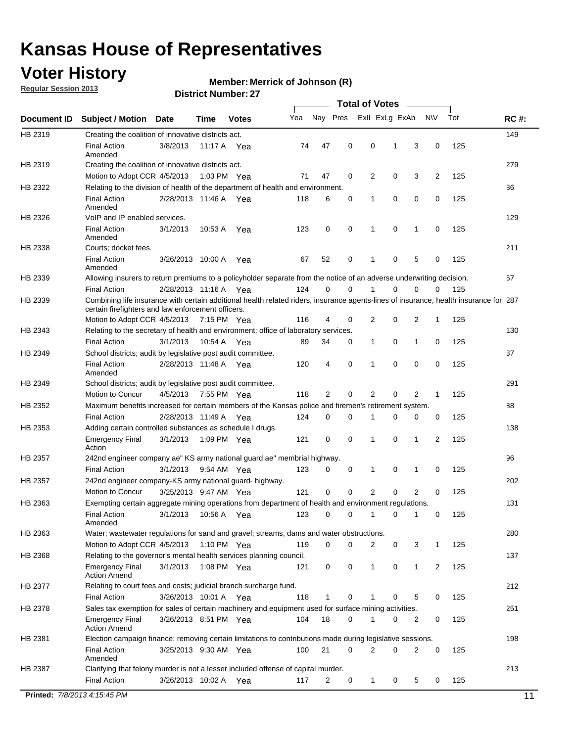# Kansas House of Representatives

## Voter History

**Regular Session 2013**

**Member: Merrick of Johnson (R)**

**District Number: 27**

| Document ID | Subject / Motion | Date | Time | Votes | Yea | Nay | Pres | ExII | ExLg | ExAb | N\V | Tot | RC #: |
|---|---|---|---|---|---|---|---|---|---|---|---|---|---|
| HB 2319 | Creating the coalition of innovative districts act. | | | | | | | | | | | | 149 |
| | Final Action Amended | 3/8/2013 | 11:17 A | Yea | 74 | 47 | 0 | 0 | 1 | 3 | 0 | 125 | |
| HB 2319 | Creating the coalition of innovative districts act. | | | | | | | | | | | | 279 |
| | Motion to Adopt CCR | 4/5/2013 | 1:03 PM | Yea | 71 | 47 | 0 | 2 | 0 | 3 | 2 | 125 | |
| HB 2322 | Relating to the division of health of the department of health and environment. | | | | | | | | | | | | 86 |
| | Final Action Amended | 2/28/2013 | 11:46 A | Yea | 118 | 6 | 0 | 1 | 0 | 0 | 0 | 125 | |
| HB 2326 | VoIP and IP enabled services. | | | | | | | | | | | | 129 |
| | Final Action Amended | 3/1/2013 | 10:53 A | Yea | 123 | 0 | 0 | 1 | 0 | 1 | 0 | 125 | |
| HB 2338 | Courts; docket fees. | | | | | | | | | | | | 211 |
| | Final Action Amended | 3/26/2013 | 10:00 A | Yea | 67 | 52 | 0 | 1 | 0 | 5 | 0 | 125 | |
| HB 2339 | Allowing insurers to return premiums to a policyholder separate from the notice of an adverse underwriting decision. | | | | | | | | | | | | 67 |
| | Final Action | 2/28/2013 | 11:16 A | Yea | 124 | 0 | 0 | 1 | 0 | 0 | 0 | 125 | |
| HB 2339 | Combining life insurance with certain additional health related riders, insurance agents-lines of insurance, health insurance for certain firefighters and law enforcement officers. | | | | | | | | | | | | 287 |
| | Motion to Adopt CCR | 4/5/2013 | 7:15 PM | Yea | 116 | 4 | 0 | 2 | 0 | 2 | 1 | 125 | |
| HB 2343 | Relating to the secretary of health and environment; office of laboratory services. | | | | | | | | | | | | 130 |
| | Final Action | 3/1/2013 | 10:54 A | Yea | 89 | 34 | 0 | 1 | 0 | 1 | 0 | 125 | |
| HB 2349 | School districts; audit by legislative post audit committee. | | | | | | | | | | | | 87 |
| | Final Action Amended | 2/28/2013 | 11:48 A | Yea | 120 | 4 | 0 | 1 | 0 | 0 | 0 | 125 | |
| HB 2349 | School districts; audit by legislative post audit committee. | | | | | | | | | | | | 291 |
| | Motion to Concur | 4/5/2013 | 7:55 PM | Yea | 118 | 2 | 0 | 2 | 0 | 2 | 1 | 125 | |
| HB 2352 | Maximum benefits increased for certain members of the Kansas police and firemen's retirement system. | | | | | | | | | | | | 88 |
| | Final Action | 2/28/2013 | 11:49 A | Yea | 124 | 0 | 0 | 1 | 0 | 0 | 0 | 125 | |
| HB 2353 | Adding certain controlled substances as schedule I drugs. | | | | | | | | | | | | 138 |
| | Emergency Final Action | 3/1/2013 | 1:09 PM | Yea | 121 | 0 | 0 | 1 | 0 | 1 | 2 | 125 | |
| HB 2357 | 242nd engineer company ae" KS army national guard ae" membrial highway. | | | | | | | | | | | | 96 |
| | Final Action | 3/1/2013 | 9:54 AM | Yea | 123 | 0 | 0 | 1 | 0 | 1 | 0 | 125 | |
| HB 2357 | 242nd engineer company-KS army national guard- highway. | | | | | | | | | | | | 202 |
| | Motion to Concur | 3/25/2013 | 9:47 AM | Yea | 121 | 0 | 0 | 2 | 0 | 2 | 0 | 125 | |
| HB 2363 | Exempting certain aggregate mining operations from department of health and environment regulations. | | | | | | | | | | | | 131 |
| | Final Action Amended | 3/1/2013 | 10:56 A | Yea | 123 | 0 | 0 | 1 | 0 | 1 | 0 | 125 | |
| HB 2363 | Water; wastewater regulations for sand and gravel; streams, dams and water obstructions. | | | | | | | | | | | | 280 |
| | Motion to Adopt CCR | 4/5/2013 | 1:10 PM | Yea | 119 | 0 | 0 | 2 | 0 | 3 | 1 | 125 | |
| HB 2368 | Relating to the governor's mental health services planning council. | | | | | | | | | | | | 137 |
| | Emergency Final Action Amend | 3/1/2013 | 1:08 PM | Yea | 121 | 0 | 0 | 1 | 0 | 1 | 2 | 125 | |
| HB 2377 | Relating to court fees and costs; judicial branch surcharge fund. | | | | | | | | | | | | 212 |
| | Final Action | 3/26/2013 | 10:01 A | Yea | 118 | 1 | 0 | 1 | 0 | 5 | 0 | 125 | |
| HB 2378 | Sales tax exemption for sales of certain machinery and equipment used for surface mining activities. | | | | | | | | | | | | 251 |
| | Emergency Final Action Amend | 3/26/2013 | 8:51 PM | Yea | 104 | 18 | 0 | 1 | 0 | 2 | 0 | 125 | |
| HB 2381 | Election campaign finance; removing certain limitations to contributions made during legislative sessions. | | | | | | | | | | | | 198 |
| | Final Action Amended | 3/25/2013 | 9:30 AM | Yea | 100 | 21 | 0 | 2 | 0 | 2 | 0 | 125 | |
| HB 2387 | Clarifying that felony murder is not a lesser included offense of capital murder. | | | | | | | | | | | | 213 |
| | Final Action | 3/26/2013 | 10:02 A | Yea | 117 | 2 | 0 | 1 | 0 | 5 | 0 | 125 | |

**Printed:** *7/8/2013 4:15:45 PM*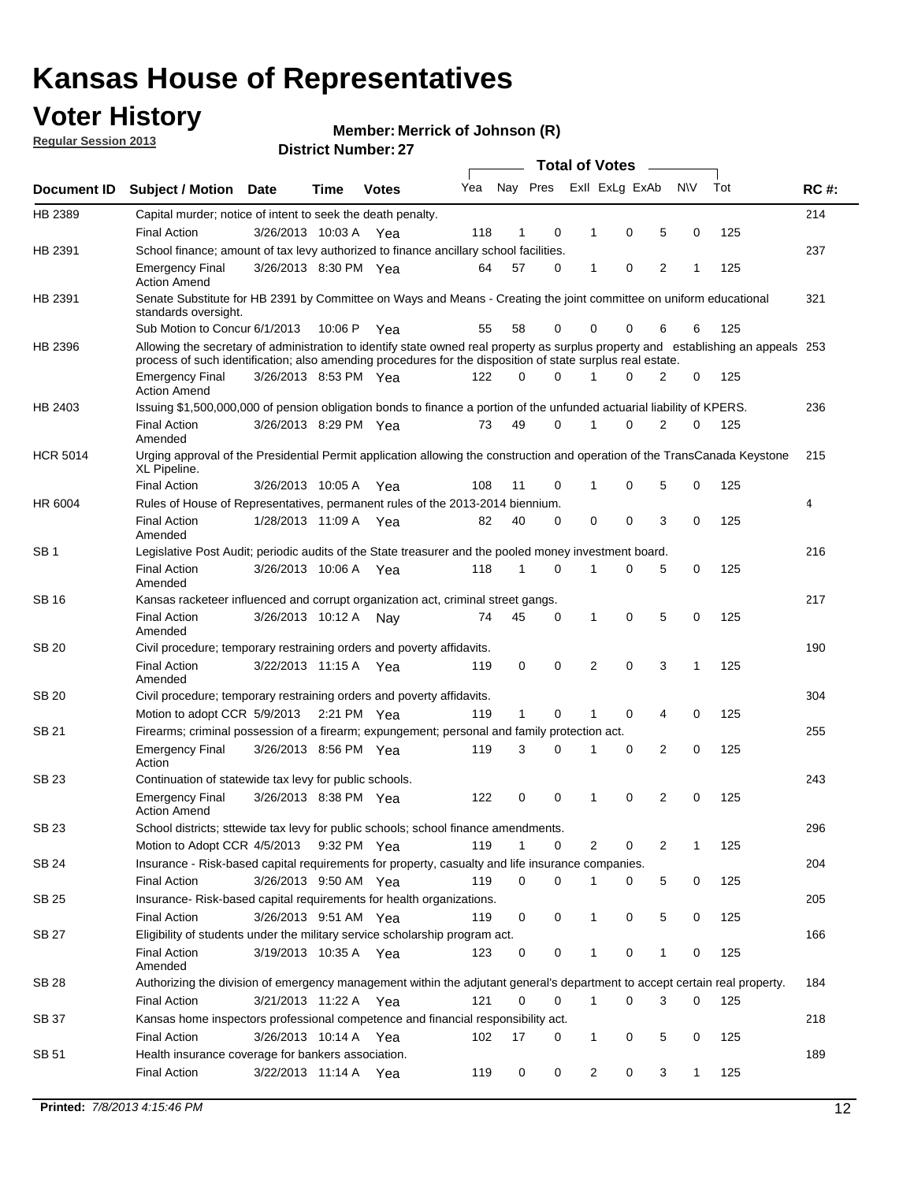# Kansas House of Representatives

## Voter History

**Regular Session 2013**

**Member: Merrick of Johnson (R)**

**District Number: 27**

| Document ID | Subject / Motion | Date | Time | Votes | Yea | Nay | Pres | ExII | ExLg | ExAb | N\V | Tot | RC #: |
|---|---|---|---|---|---|---|---|---|---|---|---|---|---|
| HB 2389 | Capital murder; notice of intent to seek the death penalty. | | | | | | | | | | | | 214 |
| | Final Action | 3/26/2013 | 10:03 A | Yea | 118 | 1 | 0 | 1 | 0 | 5 | 0 | 125 | |
| HB 2391 | School finance; amount of tax levy authorized to finance ancillary school facilities. | | | | | | | | | | | | 237 |
| | Emergency Final Action Amend | 3/26/2013 | 8:30 PM | Yea | 64 | 57 | 0 | 1 | 0 | 2 | 1 | 125 | |
| HB 2391 | Senate Substitute for HB 2391 by Committee on Ways and Means - Creating the joint committee on uniform educational standards oversight. | | | | | | | | | | | | 321 |
| | Sub Motion to Concur | 6/1/2013 | 10:06 P | Yea | 55 | 58 | 0 | 0 | 0 | 6 | 6 | 125 | |
| HB 2396 | Allowing the secretary of administration to identify state owned real property as surplus property and establishing an appeals process of such identification; also amending procedures for the disposition of state surplus real estate. | | | | | | | | | | | | 253 |
| | Emergency Final Action Amend | 3/26/2013 | 8:53 PM | Yea | 122 | 0 | 0 | 1 | 0 | 2 | 0 | 125 | |
| HB 2403 | Issuing $1,500,000,000 of pension obligation bonds to finance a portion of the unfunded actuarial liability of KPERS. | | | | | | | | | | | | 236 |
| | Final Action Amended | 3/26/2013 | 8:29 PM | Yea | 73 | 49 | 0 | 1 | 0 | 2 | 0 | 125 | |
| HCR 5014 | Urging approval of the Presidential Permit application allowing the construction and operation of the TransCanada Keystone XL Pipeline. | | | | | | | | | | | | 215 |
| | Final Action | 3/26/2013 | 10:05 A | Yea | 108 | 11 | 0 | 1 | 0 | 5 | 0 | 125 | |
| HR 6004 | Rules of House of Representatives, permanent rules of the 2013-2014 biennium. | | | | | | | | | | | | 4 |
| | Final Action Amended | 1/28/2013 | 11:09 A | Yea | 82 | 40 | 0 | 0 | 0 | 3 | 0 | 125 | |
| SB 1 | Legislative Post Audit; periodic audits of the State treasurer and the pooled money investment board. | | | | | | | | | | | | 216 |
| | Final Action Amended | 3/26/2013 | 10:06 A | Yea | 118 | 1 | 0 | 1 | 0 | 5 | 0 | 125 | |
| SB 16 | Kansas racketeer influenced and corrupt organization act, criminal street gangs. | | | | | | | | | | | | 217 |
| | Final Action Amended | 3/26/2013 | 10:12 A | Nay | 74 | 45 | 0 | 1 | 0 | 5 | 0 | 125 | |
| SB 20 | Civil procedure; temporary restraining orders and poverty affidavits. | | | | | | | | | | | | 190 |
| | Final Action Amended | 3/22/2013 | 11:15 A | Yea | 119 | 0 | 0 | 2 | 0 | 3 | 1 | 125 | |
| SB 20 | Civil procedure; temporary restraining orders and poverty affidavits. | | | | | | | | | | | | 304 |
| | Motion to adopt CCR | 5/9/2013 | 2:21 PM | Yea | 119 | 1 | 0 | 1 | 0 | 4 | 0 | 125 | |
| SB 21 | Firearms; criminal possession of a firearm; expungement; personal and family protection act. | | | | | | | | | | | | 255 |
| | Emergency Final Action | 3/26/2013 | 8:56 PM | Yea | 119 | 3 | 0 | 1 | 0 | 2 | 0 | 125 | |
| SB 23 | Continuation of statewide tax levy for public schools. | | | | | | | | | | | | 243 |
| | Emergency Final Action Amend | 3/26/2013 | 8:38 PM | Yea | 122 | 0 | 0 | 1 | 0 | 2 | 0 | 125 | |
| SB 23 | School districts; sttewide tax levy for public schools; school finance amendments. | | | | | | | | | | | | 296 |
| | Motion to Adopt CCR | 4/5/2013 | 9:32 PM | Yea | 119 | 1 | 0 | 2 | 0 | 2 | 1 | 125 | |
| SB 24 | Insurance - Risk-based capital requirements for property, casualty and life insurance companies. | | | | | | | | | | | | 204 |
| | Final Action | 3/26/2013 | 9:50 AM | Yea | 119 | 0 | 0 | 1 | 0 | 5 | 0 | 125 | |
| SB 25 | Insurance- Risk-based capital requirements for health organizations. | | | | | | | | | | | | 205 |
| | Final Action | 3/26/2013 | 9:51 AM | Yea | 119 | 0 | 0 | 1 | 0 | 5 | 0 | 125 | |
| SB 27 | Eligibility of students under the military service scholarship program act. | | | | | | | | | | | | 166 |
| | Final Action Amended | 3/19/2013 | 10:35 A | Yea | 123 | 0 | 0 | 1 | 0 | 1 | 0 | 125 | |
| SB 28 | Authorizing the division of emergency management within the adjutant general's department to accept certain real property. | | | | | | | | | | | | 184 |
| | Final Action | 3/21/2013 | 11:22 A | Yea | 121 | 0 | 0 | 1 | 0 | 3 | 0 | 125 | |
| SB 37 | Kansas home inspectors professional competence and financial responsibility act. | | | | | | | | | | | | 218 |
| | Final Action | 3/26/2013 | 10:14 A | Yea | 102 | 17 | 0 | 1 | 0 | 5 | 0 | 125 | |
| SB 51 | Health insurance coverage for bankers association. | | | | | | | | | | | | 189 |
| | Final Action | 3/22/2013 | 11:14 A | Yea | 119 | 0 | 0 | 2 | 0 | 3 | 1 | 125 | |

**Printed:** *7/8/2013 4:15:46 PM*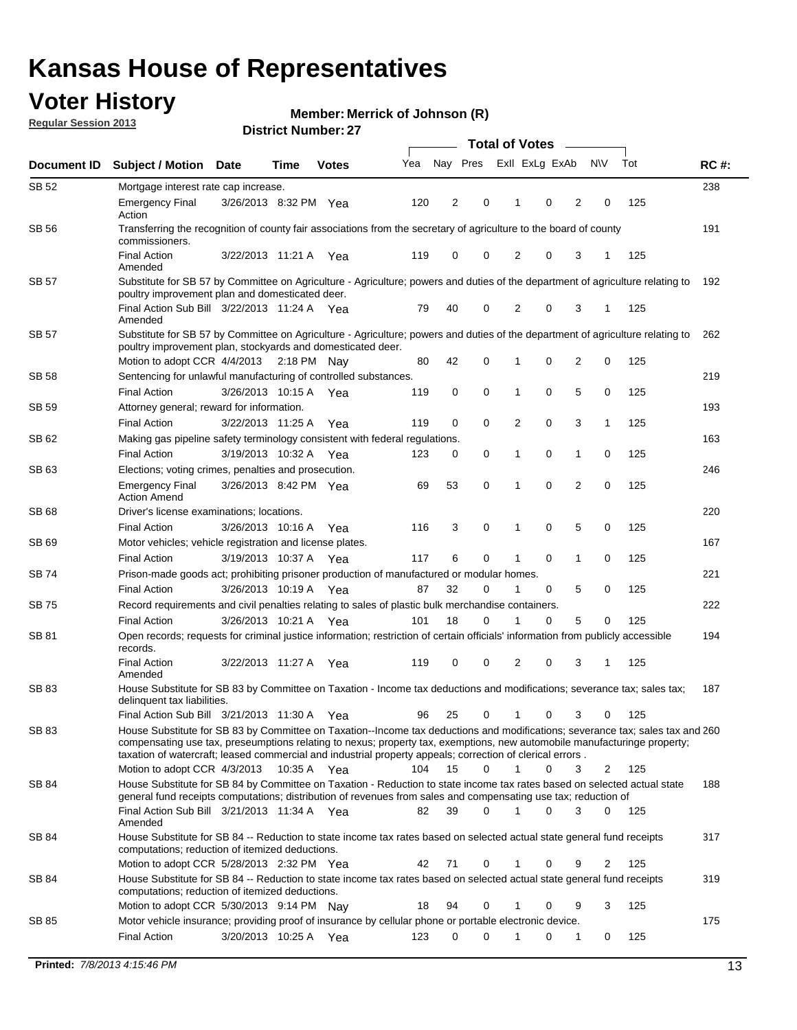# Kansas House of Representatives

## Voter History

**Regular Session 2013**

**Member: Merrick of Johnson (R)**

**District Number: 27**

| Document ID | Subject / Motion | Date | Time | Votes | Yea | Nay | Pres | ExII | ExLg | ExAb | N\V | Tot | RC #: |
|---|---|---|---|---|---|---|---|---|---|---|---|---|---|
| SB 52 | Mortgage interest rate cap increase. | | | | | | | | | | | | 238 |
| | Emergency Final Action | 3/26/2013 | 8:32 PM | Yea | 120 | 2 | 0 | 1 | 0 | 2 | 0 | 125 | |
| SB 56 | Transferring the recognition of county fair associations from the secretary of agriculture to the board of county commissioners. | | | | | | | | | | | | 191 |
| | Final Action Amended | 3/22/2013 | 11:21 A | Yea | 119 | 0 | 0 | 2 | 0 | 3 | 1 | 125 | |
| SB 57 | Substitute for SB 57 by Committee on Agriculture - Agriculture; powers and duties of the department of agriculture relating to poultry improvement plan and domesticated deer. | | | | | | | | | | | | 192 |
| | Final Action Sub Bill Amended | 3/22/2013 | 11:24 A | Yea | 79 | 40 | 0 | 2 | 0 | 3 | 1 | 125 | |
| SB 57 | Substitute for SB 57 by Committee on Agriculture - Agriculture; powers and duties of the department of agriculture relating to poultry improvement plan, stockyards and domesticated deer. | | | | | | | | | | | | 262 |
| | Motion to adopt CCR | 4/4/2013 | 2:18 PM | Nay | 80 | 42 | 0 | 1 | 0 | 2 | 0 | 125 | |
| SB 58 | Sentencing for unlawful manufacturing of controlled substances. | | | | | | | | | | | | 219 |
| | Final Action | 3/26/2013 | 10:15 A | Yea | 119 | 0 | 0 | 1 | 0 | 5 | 0 | 125 | |
| SB 59 | Attorney general; reward for information. | | | | | | | | | | | | 193 |
| | Final Action | 3/22/2013 | 11:25 A | Yea | 119 | 0 | 0 | 2 | 0 | 3 | 1 | 125 | |
| SB 62 | Making gas pipeline safety terminology consistent with federal regulations. | | | | | | | | | | | | 163 |
| | Final Action | 3/19/2013 | 10:32 A | Yea | 123 | 0 | 0 | 1 | 0 | 1 | 0 | 125 | |
| SB 63 | Elections; voting crimes, penalties and prosecution. | | | | | | | | | | | | 246 |
| | Emergency Final Action Amend | 3/26/2013 | 8:42 PM | Yea | 69 | 53 | 0 | 1 | 0 | 2 | 0 | 125 | |
| SB 68 | Driver's license examinations; locations. | | | | | | | | | | | | 220 |
| | Final Action | 3/26/2013 | 10:16 A | Yea | 116 | 3 | 0 | 1 | 0 | 5 | 0 | 125 | |
| SB 69 | Motor vehicles; vehicle registration and license plates. | | | | | | | | | | | | 167 |
| | Final Action | 3/19/2013 | 10:37 A | Yea | 117 | 6 | 0 | 1 | 0 | 1 | 0 | 125 | |
| SB 74 | Prison-made goods act; prohibiting prisoner production of manufactured or modular homes. | | | | | | | | | | | | 221 |
| | Final Action | 3/26/2013 | 10:19 A | Yea | 87 | 32 | 0 | 1 | 0 | 5 | 0 | 125 | |
| SB 75 | Record requirements and civil penalties relating to sales of plastic bulk merchandise containers. | | | | | | | | | | | | 222 |
| | Final Action | 3/26/2013 | 10:21 A | Yea | 101 | 18 | 0 | 1 | 0 | 5 | 0 | 125 | |
| SB 81 | Open records; requests for criminal justice information; restriction of certain officials' information from publicly accessible records. | | | | | | | | | | | | 194 |
| | Final Action Amended | 3/22/2013 | 11:27 A | Yea | 119 | 0 | 0 | 2 | 0 | 3 | 1 | 125 | |
| SB 83 | House Substitute for SB 83 by Committee on Taxation - Income tax deductions and modifications; severance tax; sales tax; delinquent tax liabilities. | | | | | | | | | | | | 187 |
| | Final Action Sub Bill | 3/21/2013 | 11:30 A | Yea | 96 | 25 | 0 | 1 | 0 | 3 | 0 | 125 | |
| SB 83 | House Substitute for SB 83 by Committee on Taxation--Income tax deductions and modifications; severance tax; sales tax and compensating use tax, preseumptions relating to nexus; property tax, exemptions, new automobile manufacturinge property; taxation of watercraft; leased commercial and industrial property appeals; correction of clerical errors . | | | | | | | | | | | | 260 |
| | Motion to adopt CCR | 4/3/2013 | 10:35 A | Yea | 104 | 15 | 0 | 1 | 0 | 3 | 2 | 125 | |
| SB 84 | House Substitute for SB 84 by Committee on Taxation - Reduction to state income tax rates based on selected actual state general fund receipts computations; distribution of revenues from sales and compensating use tax; reduction of | | | | | | | | | | | | 188 |
| | Final Action Sub Bill Amended | 3/21/2013 | 11:34 A | Yea | 82 | 39 | 0 | 1 | 0 | 3 | 0 | 125 | |
| SB 84 | House Substitute for SB 84 -- Reduction to state income tax rates based on selected actual state general fund receipts computations; reduction of itemized deductions. | | | | | | | | | | | | 317 |
| | Motion to adopt CCR | 5/28/2013 | 2:32 PM | Yea | 42 | 71 | 0 | 1 | 0 | 9 | 2 | 125 | |
| SB 84 | House Substitute for SB 84 -- Reduction to state income tax rates based on selected actual state general fund receipts computations; reduction of itemized deductions. | | | | | | | | | | | | 319 |
| | Motion to adopt CCR | 5/30/2013 | 9:14 PM | Nay | 18 | 94 | 0 | 1 | 0 | 9 | 3 | 125 | |
| SB 85 | Motor vehicle insurance; providing proof of insurance by cellular phone or portable electronic device. | | | | | | | | | | | | 175 |
| | Final Action | 3/20/2013 | 10:25 A | Yea | 123 | 0 | 0 | 1 | 0 | 1 | 0 | 125 | |

**Printed:** 7/8/2013 4:15:46 PM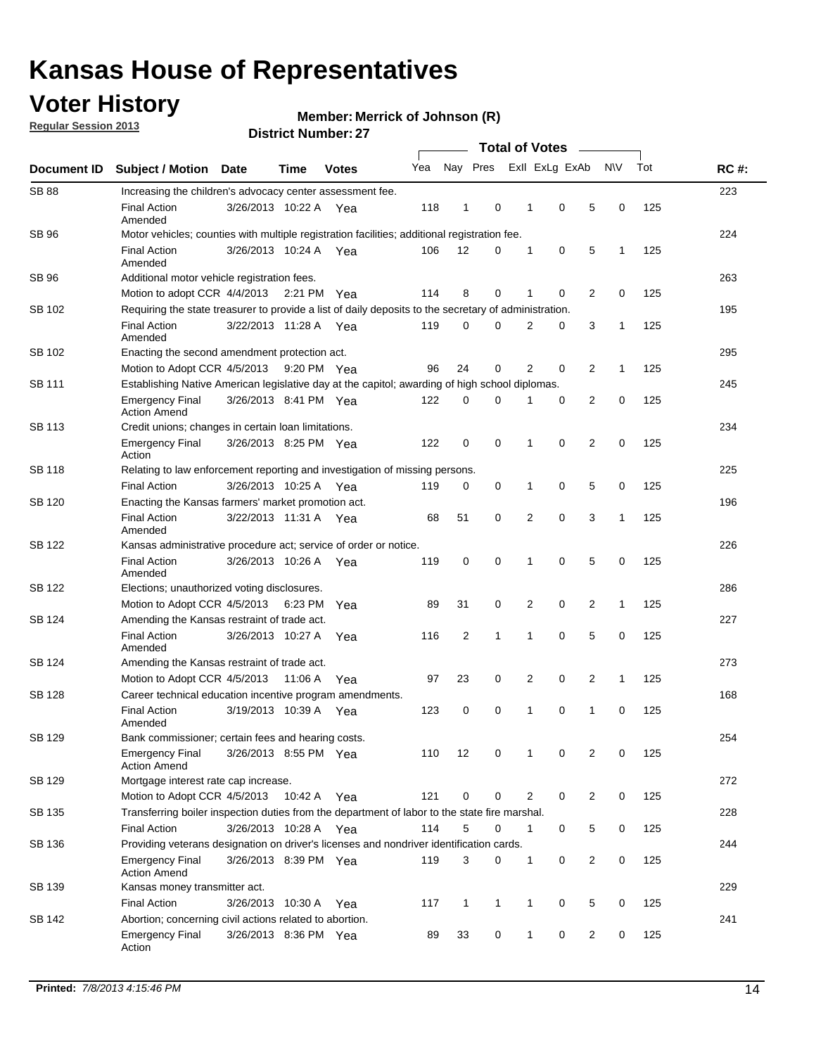# Kansas House of Representatives

## Voter History

**Regular Session 2013**

**Member: Merrick of Johnson (R)**

**District Number: 27**

| Document ID | Subject / Motion | Date | Time | Votes | Yea | Nay | Pres | ExII | ExLg | ExAb | N\V | Tot | RC #: |
|---|---|---|---|---|---|---|---|---|---|---|---|---|---|
| SB 88 | Increasing the children's advocacy center assessment fee. | | | | | | | | | | | | 223 |
| | Final Action Amended | 3/26/2013 | 10:22 A | Yea | 118 | 1 | 0 | 1 | 0 | 5 | 0 | 125 | |
| SB 96 | Motor vehicles; counties with multiple registration facilities; additional registration fee. | | | | | | | | | | | | 224 |
| | Final Action Amended | 3/26/2013 | 10:24 A | Yea | 106 | 12 | 0 | 1 | 0 | 5 | 1 | 125 | |
| SB 96 | Additional motor vehicle registration fees. | | | | | | | | | | | | 263 |
| | Motion to adopt CCR | 4/4/2013 | 2:21 PM | Yea | 114 | 8 | 0 | 1 | 0 | 2 | 0 | 125 | |
| SB 102 | Requiring the state treasurer to provide a list of daily deposits to the secretary of administration. | | | | | | | | | | | | 195 |
| | Final Action Amended | 3/22/2013 | 11:28 A | Yea | 119 | 0 | 0 | 2 | 0 | 3 | 1 | 125 | |
| SB 102 | Enacting the second amendment protection act. | | | | | | | | | | | | 295 |
| | Motion to Adopt CCR | 4/5/2013 | 9:20 PM | Yea | 96 | 24 | 0 | 2 | 0 | 2 | 1 | 125 | |
| SB 111 | Establishing Native American legislative day at the capitol; awarding of high school diplomas. | | | | | | | | | | | | 245 |
| | Emergency Final Action Amend | 3/26/2013 | 8:41 PM | Yea | 122 | 0 | 0 | 1 | 0 | 2 | 0 | 125 | |
| SB 113 | Credit unions; changes in certain loan limitations. | | | | | | | | | | | | 234 |
| | Emergency Final Action | 3/26/2013 | 8:25 PM | Yea | 122 | 0 | 0 | 1 | 0 | 2 | 0 | 125 | |
| SB 118 | Relating to law enforcement reporting and investigation of missing persons. | | | | | | | | | | | | 225 |
| | Final Action | 3/26/2013 | 10:25 A | Yea | 119 | 0 | 0 | 1 | 0 | 5 | 0 | 125 | |
| SB 120 | Enacting the Kansas farmers' market promotion act. | | | | | | | | | | | | 196 |
| | Final Action Amended | 3/22/2013 | 11:31 A | Yea | 68 | 51 | 0 | 2 | 0 | 3 | 1 | 125 | |
| SB 122 | Kansas administrative procedure act; service of order or notice. | | | | | | | | | | | | 226 |
| | Final Action Amended | 3/26/2013 | 10:26 A | Yea | 119 | 0 | 0 | 1 | 0 | 5 | 0 | 125 | |
| SB 122 | Elections; unauthorized voting disclosures. | | | | | | | | | | | | 286 |
| | Motion to Adopt CCR | 4/5/2013 | 6:23 PM | Yea | 89 | 31 | 0 | 2 | 0 | 2 | 1 | 125 | |
| SB 124 | Amending the Kansas restraint of trade act. | | | | | | | | | | | | 227 |
| | Final Action Amended | 3/26/2013 | 10:27 A | Yea | 116 | 2 | 1 | 1 | 0 | 5 | 0 | 125 | |
| SB 124 | Amending the Kansas restraint of trade act. | | | | | | | | | | | | 273 |
| | Motion to Adopt CCR | 4/5/2013 | 11:06 A | Yea | 97 | 23 | 0 | 2 | 0 | 2 | 1 | 125 | |
| SB 128 | Career technical education incentive program amendments. | | | | | | | | | | | | 168 |
| | Final Action Amended | 3/19/2013 | 10:39 A | Yea | 123 | 0 | 0 | 1 | 0 | 1 | 0 | 125 | |
| SB 129 | Bank commissioner; certain fees and hearing costs. | | | | | | | | | | | | 254 |
| | Emergency Final Action Amend | 3/26/2013 | 8:55 PM | Yea | 110 | 12 | 0 | 1 | 0 | 2 | 0 | 125 | |
| SB 129 | Mortgage interest rate cap increase. | | | | | | | | | | | | 272 |
| | Motion to Adopt CCR | 4/5/2013 | 10:42 A | Yea | 121 | 0 | 0 | 2 | 0 | 2 | 0 | 125 | |
| SB 135 | Transferring boiler inspection duties from the department of labor to the state fire marshal. | | | | | | | | | | | | 228 |
| | Final Action | 3/26/2013 | 10:28 A | Yea | 114 | 5 | 0 | 1 | 0 | 5 | 0 | 125 | |
| SB 136 | Providing veterans designation on driver's licenses and nondriver identification cards. | | | | | | | | | | | | 244 |
| | Emergency Final Action Amend | 3/26/2013 | 8:39 PM | Yea | 119 | 3 | 0 | 1 | 0 | 2 | 0 | 125 | |
| SB 139 | Kansas money transmitter act. | | | | | | | | | | | | 229 |
| | Final Action | 3/26/2013 | 10:30 A | Yea | 117 | 1 | 1 | 1 | 0 | 5 | 0 | 125 | |
| SB 142 | Abortion; concerning civil actions related to abortion. | | | | | | | | | | | | 241 |
| | Emergency Final Action | 3/26/2013 | 8:36 PM | Yea | 89 | 33 | 0 | 1 | 0 | 2 | 0 | 125 | |

**Printed:** *7/8/2013 4:15:46 PM*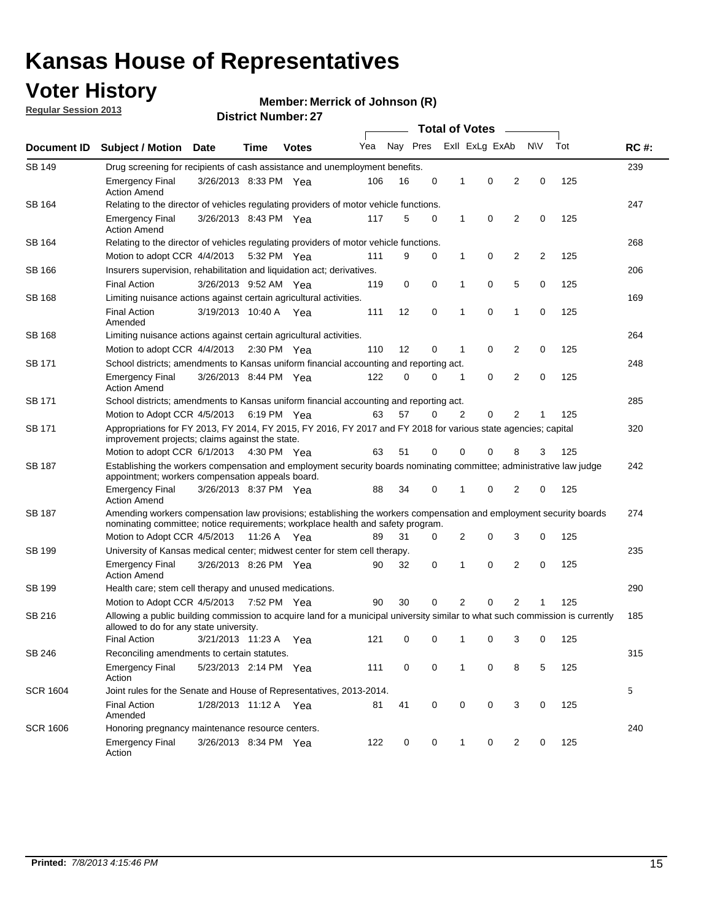# Kansas House of Representatives

## Voter History

**Regular Session 2013**

**Member: Merrick of Johnson (R)**

**District Number: 27**

| Document ID | Subject / Motion | Date | Time | Votes | Yea | Nay | Pres | ExII | ExLg | ExAb | N\V | Tot | RC #: |
|---|---|---|---|---|---|---|---|---|---|---|---|---|---|
| SB 149 | Drug screening for recipients of cash assistance and unemployment benefits. | | | | | | | | | | | | 239 |
| | Emergency Final Action Amend | 3/26/2013 | 8:33 PM | Yea | 106 | 16 | 0 | 1 | 0 | 2 | 0 | 125 | |
| SB 164 | Relating to the director of vehicles regulating providers of motor vehicle functions. | | | | | | | | | | | | 247 |
| | Emergency Final Action Amend | 3/26/2013 | 8:43 PM | Yea | 117 | 5 | 0 | 1 | 0 | 2 | 0 | 125 | |
| SB 164 | Relating to the director of vehicles regulating providers of motor vehicle functions. | | | | | | | | | | | | 268 |
| | Motion to adopt CCR | 4/4/2013 | 5:32 PM | Yea | 111 | 9 | 0 | 1 | 0 | 2 | 2 | 125 | |
| SB 166 | Insurers supervision, rehabilitation and liquidation act; derivatives. | | | | | | | | | | | | 206 |
| | Final Action | 3/26/2013 | 9:52 AM | Yea | 119 | 0 | 0 | 1 | 0 | 5 | 0 | 125 | |
| SB 168 | Limiting nuisance actions against certain agricultural activities. | | | | | | | | | | | | 169 |
| | Final Action Amended | 3/19/2013 | 10:40 A | Yea | 111 | 12 | 0 | 1 | 0 | 1 | 0 | 125 | |
| SB 168 | Limiting nuisance actions against certain agricultural activities. | | | | | | | | | | | | 264 |
| | Motion to adopt CCR | 4/4/2013 | 2:30 PM | Yea | 110 | 12 | 0 | 1 | 0 | 2 | 0 | 125 | |
| SB 171 | School districts; amendments to Kansas uniform financial accounting and reporting act. | | | | | | | | | | | | 248 |
| | Emergency Final Action Amend | 3/26/2013 | 8:44 PM | Yea | 122 | 0 | 0 | 1 | 0 | 2 | 0 | 125 | |
| SB 171 | School districts; amendments to Kansas uniform financial accounting and reporting act. | | | | | | | | | | | | 285 |
| | Motion to Adopt CCR | 4/5/2013 | 6:19 PM | Yea | 63 | 57 | 0 | 2 | 0 | 2 | 1 | 125 | |
| SB 171 | Appropriations for FY 2013, FY 2014, FY 2015, FY 2016, FY 2017 and FY 2018 for various state agencies; capital improvement projects; claims against the state. | | | | | | | | | | | | 320 |
| | Motion to adopt CCR | 6/1/2013 | 4:30 PM | Yea | 63 | 51 | 0 | 0 | 0 | 8 | 3 | 125 | |
| SB 187 | Establishing the workers compensation and employment security boards nominating committee; administrative law judge appointment; workers compensation appeals board. | | | | | | | | | | | | 242 |
| | Emergency Final Action Amend | 3/26/2013 | 8:37 PM | Yea | 88 | 34 | 0 | 1 | 0 | 2 | 0 | 125 | |
| SB 187 | Amending workers compensation law provisions; establishing the workers compensation and employment security boards nominating committee; notice requirements; workplace health and safety program. | | | | | | | | | | | | 274 |
| | Motion to Adopt CCR | 4/5/2013 | 11:26 A | Yea | 89 | 31 | 0 | 2 | 0 | 3 | 0 | 125 | |
| SB 199 | University of Kansas medical center; midwest center for stem cell therapy. | | | | | | | | | | | | 235 |
| | Emergency Final Action Amend | 3/26/2013 | 8:26 PM | Yea | 90 | 32 | 0 | 1 | 0 | 2 | 0 | 125 | |
| SB 199 | Health care; stem cell therapy and unused medications. | | | | | | | | | | | | 290 |
| | Motion to Adopt CCR | 4/5/2013 | 7:52 PM | Yea | 90 | 30 | 0 | 2 | 0 | 2 | 1 | 125 | |
| SB 216 | Allowing a public building commission to acquire land for a municipal university similar to what such commission is currently allowed to do for any state university. | | | | | | | | | | | | 185 |
| | Final Action | 3/21/2013 | 11:23 A | Yea | 121 | 0 | 0 | 1 | 0 | 3 | 0 | 125 | |
| SB 246 | Reconciling amendments to certain statutes. | | | | | | | | | | | | 315 |
| | Emergency Final Action | 5/23/2013 | 2:14 PM | Yea | 111 | 0 | 0 | 1 | 0 | 8 | 5 | 125 | |
| SCR 1604 | Joint rules for the Senate and House of Representatives, 2013-2014. | | | | | | | | | | | | 5 |
| | Final Action Amended | 1/28/2013 | 11:12 A | Yea | 81 | 41 | 0 | 0 | 0 | 3 | 0 | 125 | |
| SCR 1606 | Honoring pregnancy maintenance resource centers. | | | | | | | | | | | | 240 |
| | Emergency Final Action | 3/26/2013 | 8:34 PM | Yea | 122 | 0 | 0 | 1 | 0 | 2 | 0 | 125 | |

**Printed:** *7/8/2013 4:15:46 PM*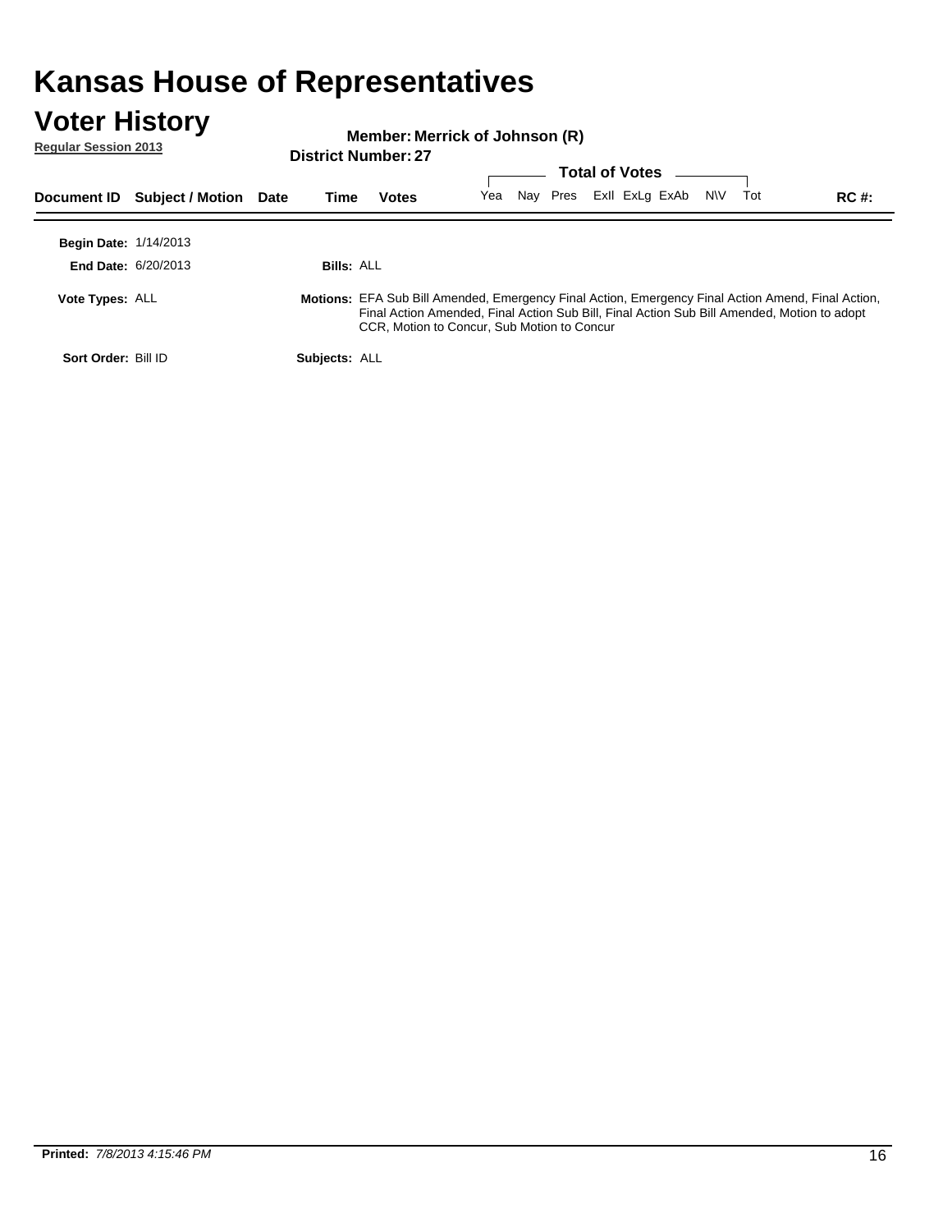# Kansas House of Representatives

## Voter History

**Regular Session 2013**

**Member:** Merrick of Johnson (R)

**District Number:** 27

| Document ID | Subject / Motion | Date | Time | Votes | Yea | Nay | Pres | ExII | ExLg | ExAb | N\V | Tot | RC #: |
|---|---|---|---|---|---|---|---|---|---|---|---|---|---|

**Begin Date:** 1/14/2013

**End Date:** 6/20/2013

**Bills:** ALL

**Vote Types:** ALL

**Motions:** EFA Sub Bill Amended, Emergency Final Action, Emergency Final Action Amend, Final Action, Final Action Amended, Final Action Sub Bill, Final Action Sub Bill Amended, Motion to adopt CCR, Motion to Concur, Sub Motion to Concur

**Sort Order:** Bill ID

**Subjects:** ALL

**Printed:** *7/8/2013 4:15:46 PM*